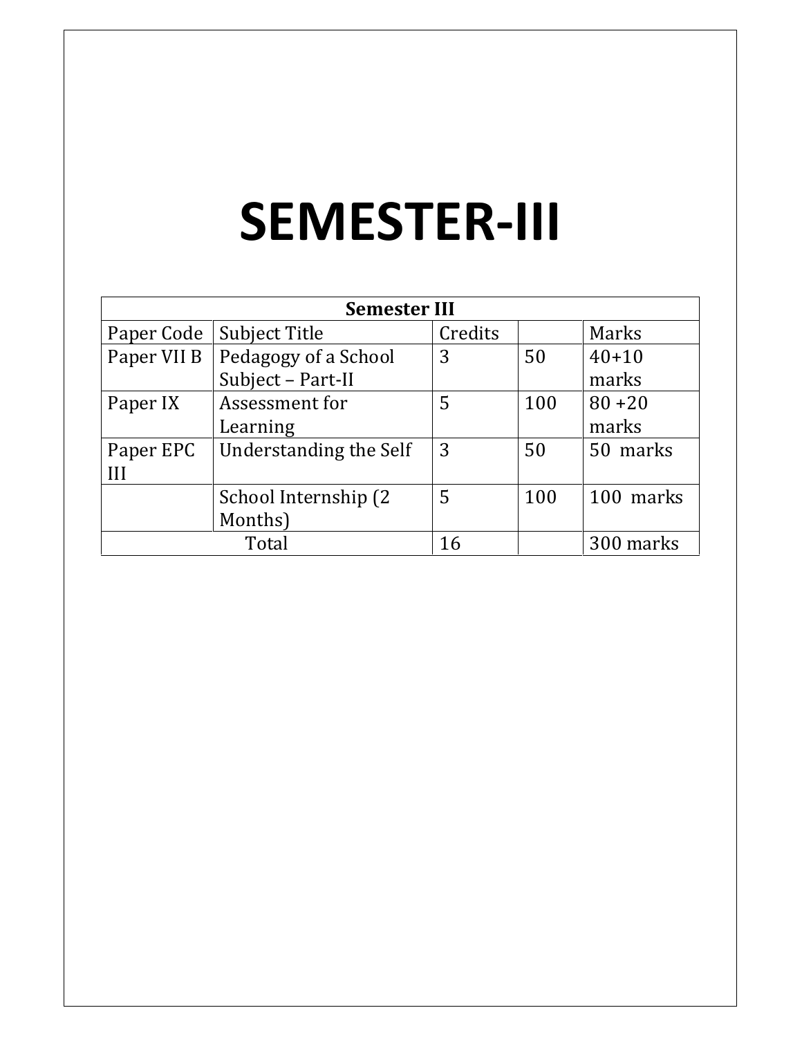# SEMESTER-III

| Semester III | | | | |
|---|---|---|---|---|
| Paper Code | Subject Title | Credits | | Marks |
| Paper VII B | Pedagogy of a School Subject – Part-II | 3 | 50 | 40+10 marks |
| Paper IX | Assessment for Learning | 5 | 100 | 80 +20 marks |
| Paper EPC III | Understanding the Self | 3 | 50 | 50 marks |
| | School Internship (2 Months) | 5 | 100 | 100 marks |
| Total | | 16 | | 300 marks |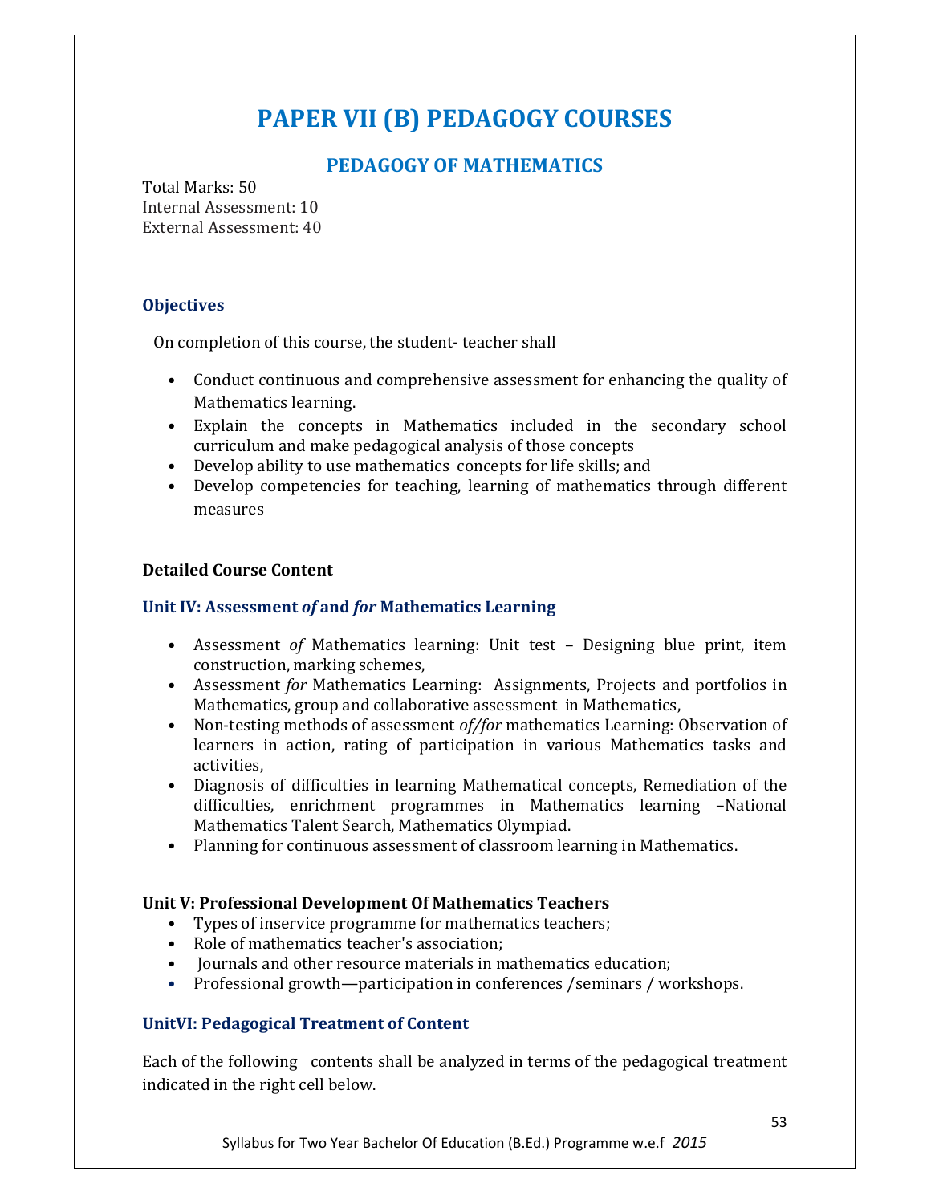# PAPER VII (B) PEDAGOGY COURSES

## PEDAGOGY OF MATHEMATICS

Total Marks: 50
Internal Assessment: 10
External Assessment: 40

### Objectives

On completion of this course, the student- teacher shall

- Conduct continuous and comprehensive assessment for enhancing the quality of Mathematics learning.
- Explain the concepts in Mathematics included in the secondary school curriculum and make pedagogical analysis of those concepts
- Develop ability to use mathematics concepts for life skills; and
- Develop competencies for teaching, learning of mathematics through different measures

### Detailed Course Content

### Unit IV: Assessment *of* and *for* Mathematics Learning

- Assessment *of* Mathematics learning: Unit test – Designing blue print, item construction, marking schemes,
- Assessment *for* Mathematics Learning: Assignments, Projects and portfolios in Mathematics, group and collaborative assessment in Mathematics,
- Non-testing methods of assessment *of/for* mathematics Learning: Observation of learners in action, rating of participation in various Mathematics tasks and activities,
- Diagnosis of difficulties in learning Mathematical concepts, Remediation of the difficulties, enrichment programmes in Mathematics learning –National Mathematics Talent Search, Mathematics Olympiad.
- Planning for continuous assessment of classroom learning in Mathematics.

### Unit V: Professional Development Of Mathematics Teachers

- Types of inservice programme for mathematics teachers;
- Role of mathematics teacher's association;
- Journals and other resource materials in mathematics education;
- Professional growth—participation in conferences /seminars / workshops.

### UnitVI: Pedagogical Treatment of Content

Each of the following contents shall be analyzed in terms of the pedagogical treatment indicated in the right cell below.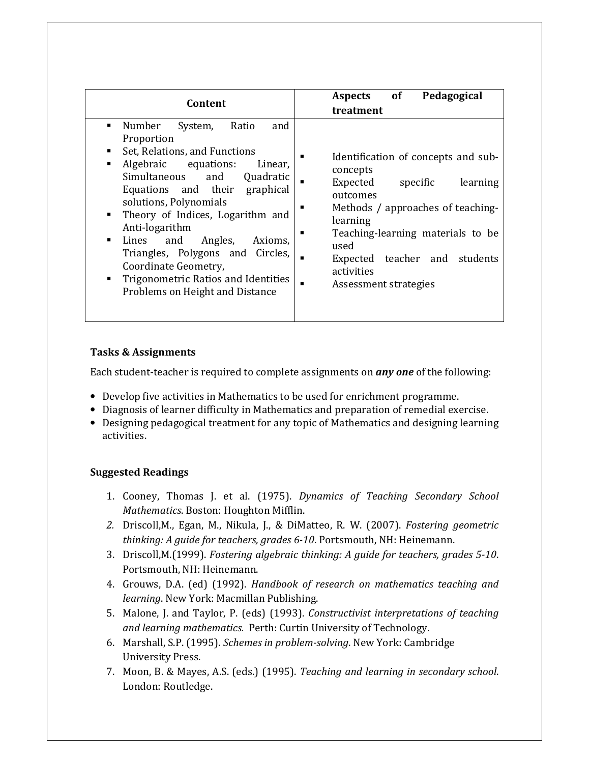| Content | Aspects of Pedagogical treatment |
|---|---|
| ▪ Number System, Ratio and Proportion<br>▪ Set, Relations, and Functions<br>▪ Algebraic equations: Linear, Simultaneous and Quadratic Equations and their graphical solutions, Polynomials<br>▪ Theory of Indices, Logarithm and Anti-logarithm<br>▪ Lines and Angles, Axioms, Triangles, Polygons and Circles, Coordinate Geometry,<br>▪ Trigonometric Ratios and Identities Problems on Height and Distance | ▪ Identification of concepts and sub-concepts<br>▪ Expected specific learning outcomes<br>▪ Methods / approaches of teaching-learning<br>▪ Teaching-learning materials to be used<br>▪ Expected teacher and students activities<br>▪ Assessment strategies |

**Tasks & Assignments**

Each student-teacher is required to complete assignments on ***any one*** of the following:

- Develop five activities in Mathematics to be used for enrichment programme.
- Diagnosis of learner difficulty in Mathematics and preparation of remedial exercise.
- Designing pedagogical treatment for any topic of Mathematics and designing learning activities.

**Suggested Readings**

1. Cooney, Thomas J. et al. (1975). *Dynamics of Teaching Secondary School Mathematics*. Boston: Houghton Mifflin.
2. Driscoll,M., Egan, M., Nikula, J., & DiMatteo, R. W. (2007). *Fostering geometric thinking: A guide for teachers, grades 6-10*. Portsmouth, NH: Heinemann.
3. Driscoll,M.(1999). *Fostering algebraic thinking: A guide for teachers, grades 5-10*. Portsmouth, NH: Heinemann.
4. Grouws, D.A. (ed) (1992). *Handbook of research on mathematics teaching and learning*. New York: Macmillan Publishing.
5. Malone, J. and Taylor, P. (eds) (1993). *Constructivist interpretations of teaching and learning mathematics.* Perth: Curtin University of Technology.
6. Marshall, S.P. (1995). *Schemes in problem-solving*. New York: Cambridge University Press.
7. Moon, B. & Mayes, A.S. (eds.) (1995). *Teaching and learning in secondary school*. London: Routledge.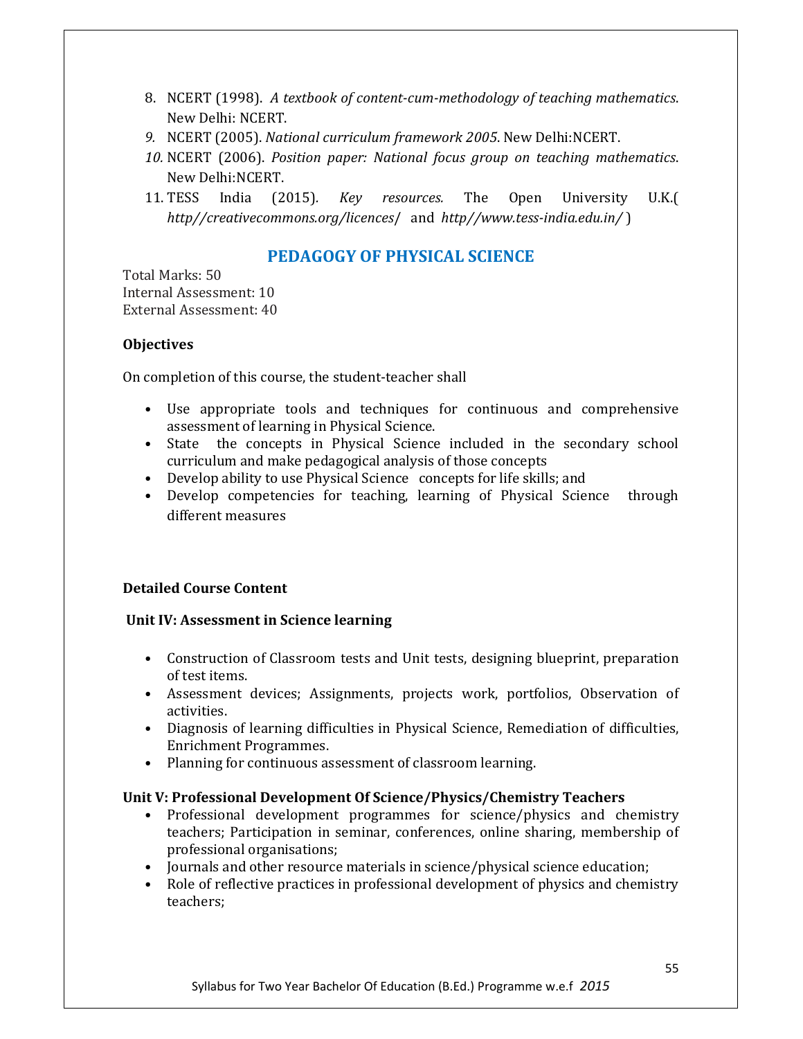8. NCERT (1998). *A textbook of content-cum-methodology of teaching mathematics*. New Delhi: NCERT.
9. NCERT (2005). *National curriculum framework 2005*. New Delhi:NCERT.
10. NCERT (2006). *Position paper: National focus group on teaching mathematics*. New Delhi:NCERT.
11. TESS India (2015). *Key resources.* The Open University U.K.( *http//creativecommons.org/licences/* and *http//www.tess-india.edu.in/* )

## PEDAGOGY OF PHYSICAL SCIENCE

Total Marks: 50
Internal Assessment: 10
External Assessment: 40

**Objectives**

On completion of this course, the student-teacher shall

- Use appropriate tools and techniques for continuous and comprehensive assessment of learning in Physical Science.
- State the concepts in Physical Science included in the secondary school curriculum and make pedagogical analysis of those concepts
- Develop ability to use Physical Science concepts for life skills; and
- Develop competencies for teaching, learning of Physical Science through different measures

**Detailed Course Content**

**Unit IV: Assessment in Science learning**

- Construction of Classroom tests and Unit tests, designing blueprint, preparation of test items.
- Assessment devices; Assignments, projects work, portfolios, Observation of activities.
- Diagnosis of learning difficulties in Physical Science, Remediation of difficulties, Enrichment Programmes.
- Planning for continuous assessment of classroom learning.

**Unit V: Professional Development Of Science/Physics/Chemistry Teachers**

- Professional development programmes for science/physics and chemistry teachers; Participation in seminar, conferences, online sharing, membership of professional organisations;
- Journals and other resource materials in science/physical science education;
- Role of reflective practices in professional development of physics and chemistry teachers;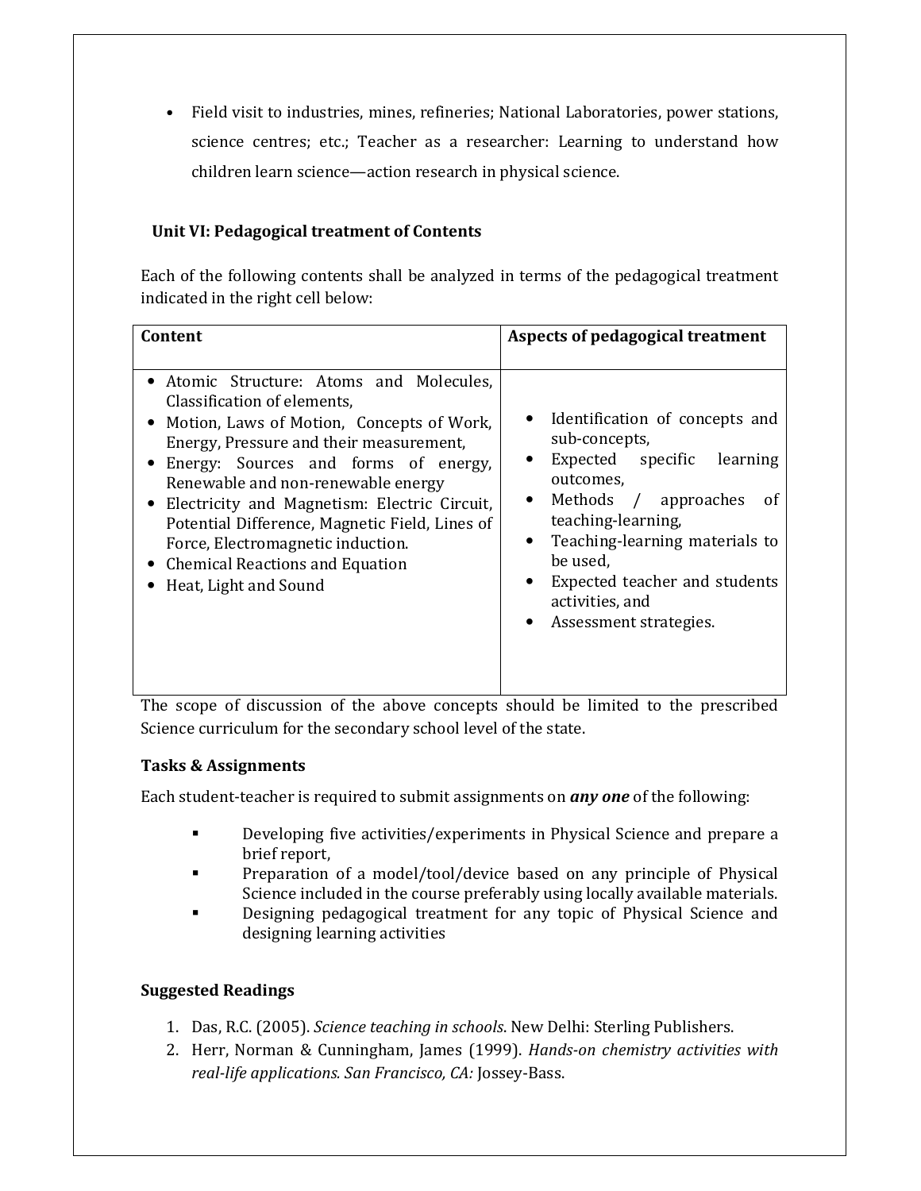- Field visit to industries, mines, refineries; National Laboratories, power stations, science centres; etc.; Teacher as a researcher: Learning to understand how children learn science—action research in physical science.

### Unit VI: Pedagogical treatment of Contents

Each of the following contents shall be analyzed in terms of the pedagogical treatment indicated in the right cell below:

| Content | Aspects of pedagogical treatment |
|---|---|
| • Atomic Structure: Atoms and Molecules, Classification of elements,<br>• Motion, Laws of Motion, Concepts of Work, Energy, Pressure and their measurement,<br>• Energy: Sources and forms of energy, Renewable and non-renewable energy<br>• Electricity and Magnetism: Electric Circuit, Potential Difference, Magnetic Field, Lines of Force, Electromagnetic induction.<br>• Chemical Reactions and Equation<br>• Heat, Light and Sound | • Identification of concepts and sub-concepts,<br>• Expected specific learning outcomes,<br>• Methods / approaches of teaching-learning,<br>• Teaching-learning materials to be used,<br>• Expected teacher and students activities, and<br>• Assessment strategies. |

The scope of discussion of the above concepts should be limited to the prescribed Science curriculum for the secondary school level of the state.

### Tasks & Assignments

Each student-teacher is required to submit assignments on ***any one*** of the following:

- Developing five activities/experiments in Physical Science and prepare a brief report,
- Preparation of a model/tool/device based on any principle of Physical Science included in the course preferably using locally available materials.
- Designing pedagogical treatment for any topic of Physical Science and designing learning activities

### Suggested Readings

1. Das, R.C. (2005). *Science teaching in schools*. New Delhi: Sterling Publishers.
2. Herr, Norman & Cunningham, James (1999). *Hands-on chemistry activities with real-life applications. San Francisco, CA:* Jossey-Bass.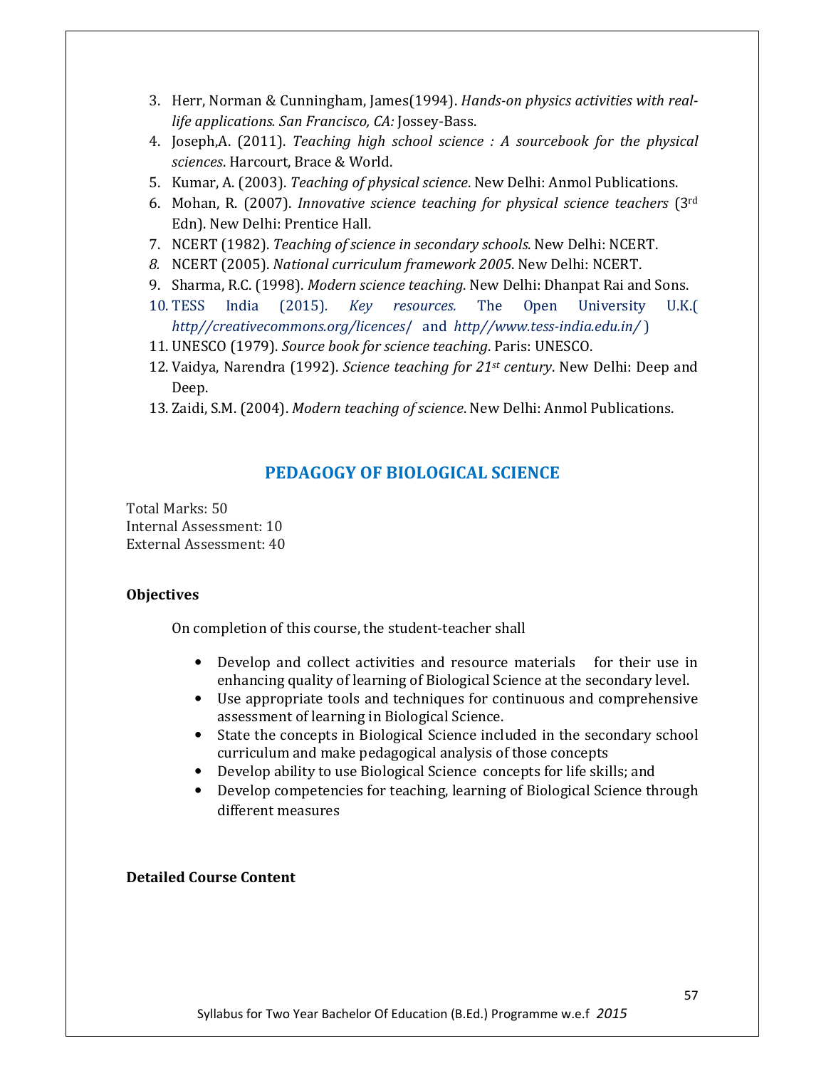3. Herr, Norman & Cunningham, James(1994). *Hands-on physics activities with real-life applications. San Francisco, CA:* Jossey-Bass.
4. Joseph,A. (2011). *Teaching high school science : A sourcebook for the physical sciences*. Harcourt, Brace & World.
5. Kumar, A. (2003). *Teaching of physical science*. New Delhi: Anmol Publications.
6. Mohan, R. (2007). *Innovative science teaching for physical science teachers* (3rd Edn). New Delhi: Prentice Hall.
7. NCERT (1982). *Teaching of science in secondary schools*. New Delhi: NCERT.
8. NCERT (2005). *National curriculum framework 2005*. New Delhi: NCERT.
9. Sharma, R.C. (1998). *Modern science teaching*. New Delhi: Dhanpat Rai and Sons.
10. TESS India (2015). *Key resources.* The Open University U.K.( *http//creativecommons.org/licences/* and *http//www.tess-india.edu.in/* )
11. UNESCO (1979). *Source book for science teaching*. Paris: UNESCO.
12. Vaidya, Narendra (1992). *Science teaching for 21st century*. New Delhi: Deep and Deep.
13. Zaidi, S.M. (2004). *Modern teaching of science*. New Delhi: Anmol Publications.

## PEDAGOGY OF BIOLOGICAL SCIENCE

Total Marks: 50
Internal Assessment: 10
External Assessment: 40

**Objectives**

On completion of this course, the student-teacher shall

- Develop and collect activities and resource materials for their use in enhancing quality of learning of Biological Science at the secondary level.
- Use appropriate tools and techniques for continuous and comprehensive assessment of learning in Biological Science.
- State the concepts in Biological Science included in the secondary school curriculum and make pedagogical analysis of those concepts
- Develop ability to use Biological Science concepts for life skills; and
- Develop competencies for teaching, learning of Biological Science through different measures

**Detailed Course Content**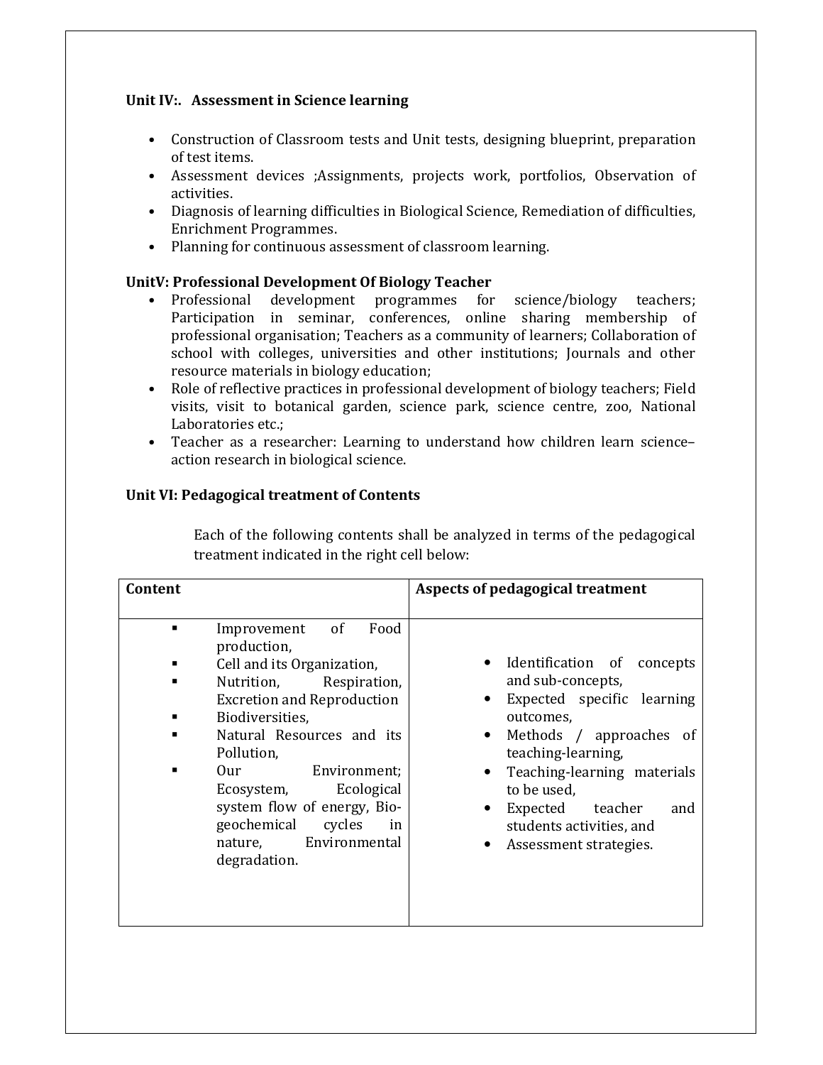**Unit IV:. Assessment in Science learning**

- Construction of Classroom tests and Unit tests, designing blueprint, preparation of test items.
- Assessment devices ;Assignments, projects work, portfolios, Observation of activities.
- Diagnosis of learning difficulties in Biological Science, Remediation of difficulties, Enrichment Programmes.
- Planning for continuous assessment of classroom learning.

**UnitV: Professional Development Of Biology Teacher**

- Professional development programmes for science/biology teachers; Participation in seminar, conferences, online sharing membership of professional organisation; Teachers as a community of learners; Collaboration of school with colleges, universities and other institutions; Journals and other resource materials in biology education;
- Role of reflective practices in professional development of biology teachers; Field visits, visit to botanical garden, science park, science centre, zoo, National Laboratories etc.;
- Teacher as a researcher: Learning to understand how children learn science–action research in biological science.

**Unit VI: Pedagogical treatment of Contents**

Each of the following contents shall be analyzed in terms of the pedagogical treatment indicated in the right cell below:

| **Content** | **Aspects of pedagogical treatment** |
|---|---|
| ▪ Improvement of Food production,<br>▪ Cell and its Organization,<br>▪ Nutrition, Respiration, Excretion and Reproduction<br>▪ Biodiversities,<br>▪ Natural Resources and its Pollution,<br>▪ Our Environment; Ecosystem, Ecological system flow of energy, Bio-geochemical cycles in nature, Environmental degradation. | • Identification of concepts and sub-concepts,<br>• Expected specific learning outcomes,<br>• Methods / approaches of teaching-learning,<br>• Teaching-learning materials to be used,<br>• Expected teacher and students activities, and<br>• Assessment strategies. |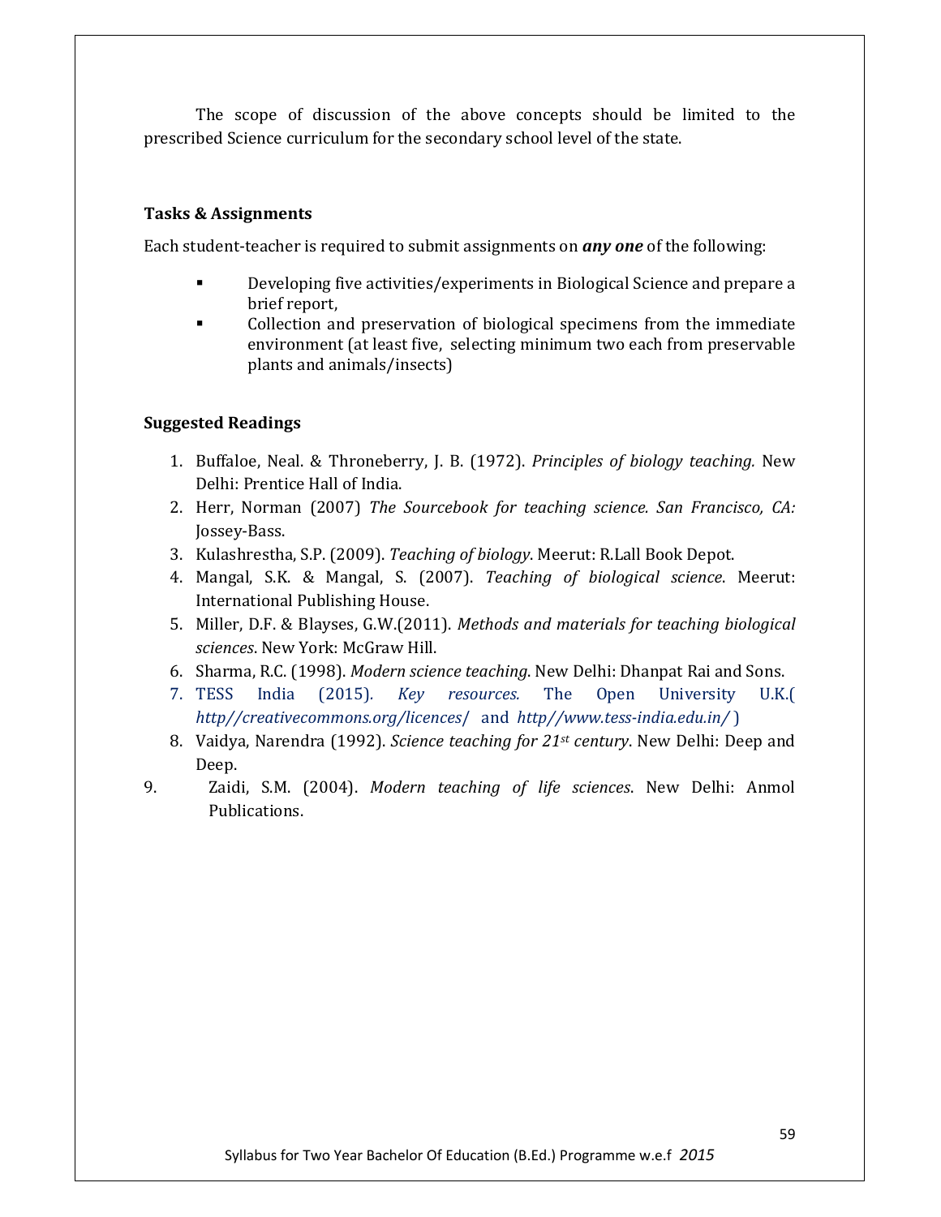The scope of discussion of the above concepts should be limited to the prescribed Science curriculum for the secondary school level of the state.

**Tasks & Assignments**

Each student-teacher is required to submit assignments on ***any one*** of the following:

- Developing five activities/experiments in Biological Science and prepare a brief report,
- Collection and preservation of biological specimens from the immediate environment (at least five, selecting minimum two each from preservable plants and animals/insects)

**Suggested Readings**

1. Buffaloe, Neal. & Throneberry, J. B. (1972). *Principles of biology teaching.* New Delhi: Prentice Hall of India.
2. Herr, Norman (2007) *The Sourcebook for teaching science. San Francisco, CA:* Jossey-Bass.
3. Kulashrestha, S.P. (2009). *Teaching of biology*. Meerut: R.Lall Book Depot.
4. Mangal, S.K. & Mangal, S. (2007). *Teaching of biological science*. Meerut: International Publishing House.
5. Miller, D.F. & Blayses, G.W.(2011). *Methods and materials for teaching biological sciences*. New York: McGraw Hill.
6. Sharma, R.C. (1998). *Modern science teaching*. New Delhi: Dhanpat Rai and Sons.
7. TESS India (2015). *Key resources.* The Open University U.K.( *http//creativecommons.org/licences/* and *http//www.tess-india.edu.in/* )
8. Vaidya, Narendra (1992). *Science teaching for 21st century*. New Delhi: Deep and Deep.
9. Zaidi, S.M. (2004). *Modern teaching of life sciences*. New Delhi: Anmol Publications.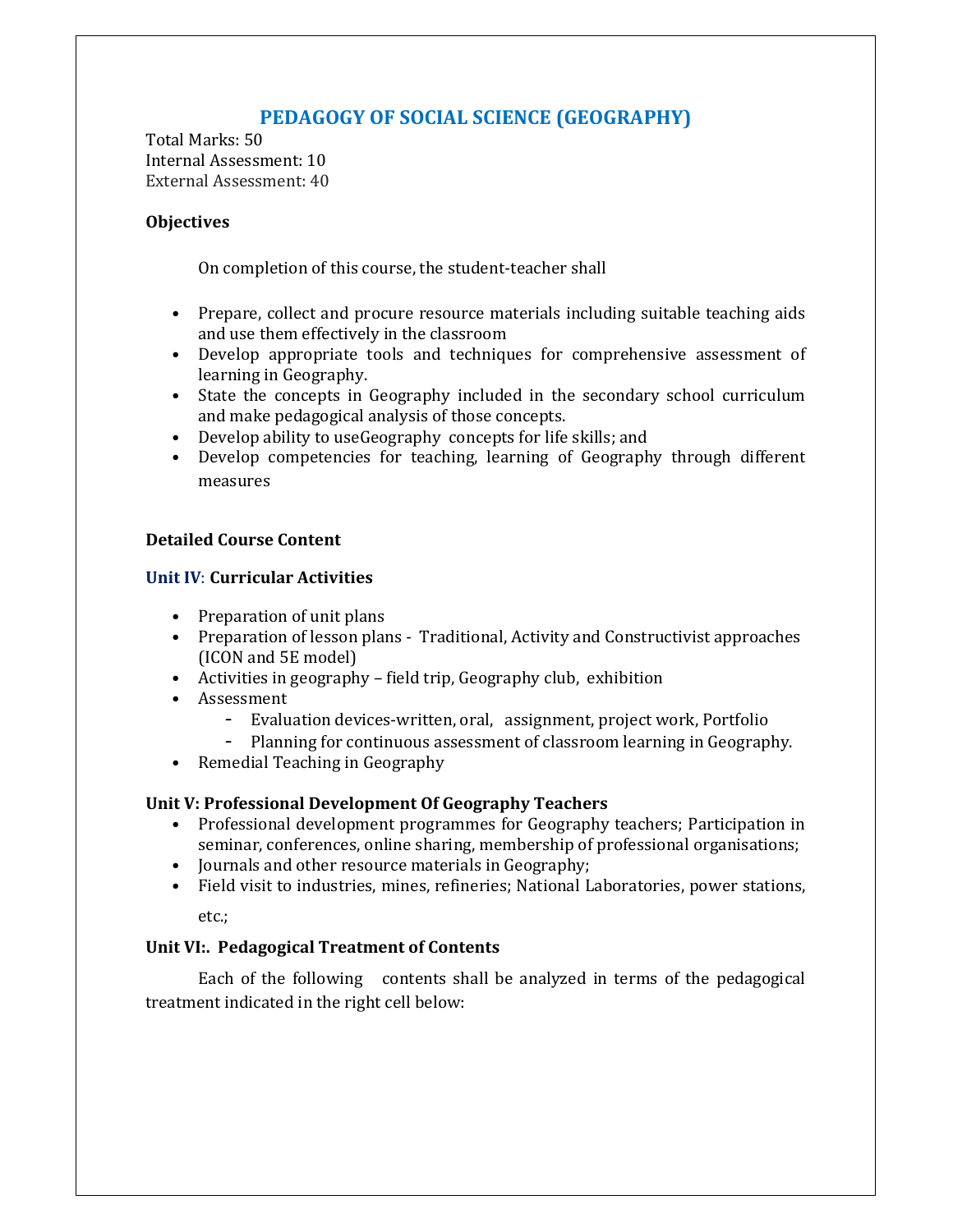# PEDAGOGY OF SOCIAL SCIENCE (GEOGRAPHY)

Total Marks: 50
Internal Assessment: 10
External Assessment: 40

**Objectives**

On completion of this course, the student-teacher shall

- Prepare, collect and procure resource materials including suitable teaching aids and use them effectively in the classroom
- Develop appropriate tools and techniques for comprehensive assessment of learning in Geography.
- State the concepts in Geography included in the secondary school curriculum and make pedagogical analysis of those concepts.
- Develop ability to useGeography concepts for life skills; and
- Develop competencies for teaching, learning of Geography through different measures

**Detailed Course Content**

**Unit IV**: **Curricular Activities**

- Preparation of unit plans
- Preparation of lesson plans - Traditional, Activity and Constructivist approaches (ICON and 5E model)
- Activities in geography – field trip, Geography club, exhibition
- Assessment
  - Evaluation devices-written, oral, assignment, project work, Portfolio
  - Planning for continuous assessment of classroom learning in Geography.
- Remedial Teaching in Geography

**Unit V: Professional Development Of Geography Teachers**

- Professional development programmes for Geography teachers; Participation in seminar, conferences, online sharing, membership of professional organisations;
- Journals and other resource materials in Geography;
- Field visit to industries, mines, refineries; National Laboratories, power stations, etc.;

**Unit VI:. Pedagogical Treatment of Contents**

Each of the following contents shall be analyzed in terms of the pedagogical treatment indicated in the right cell below: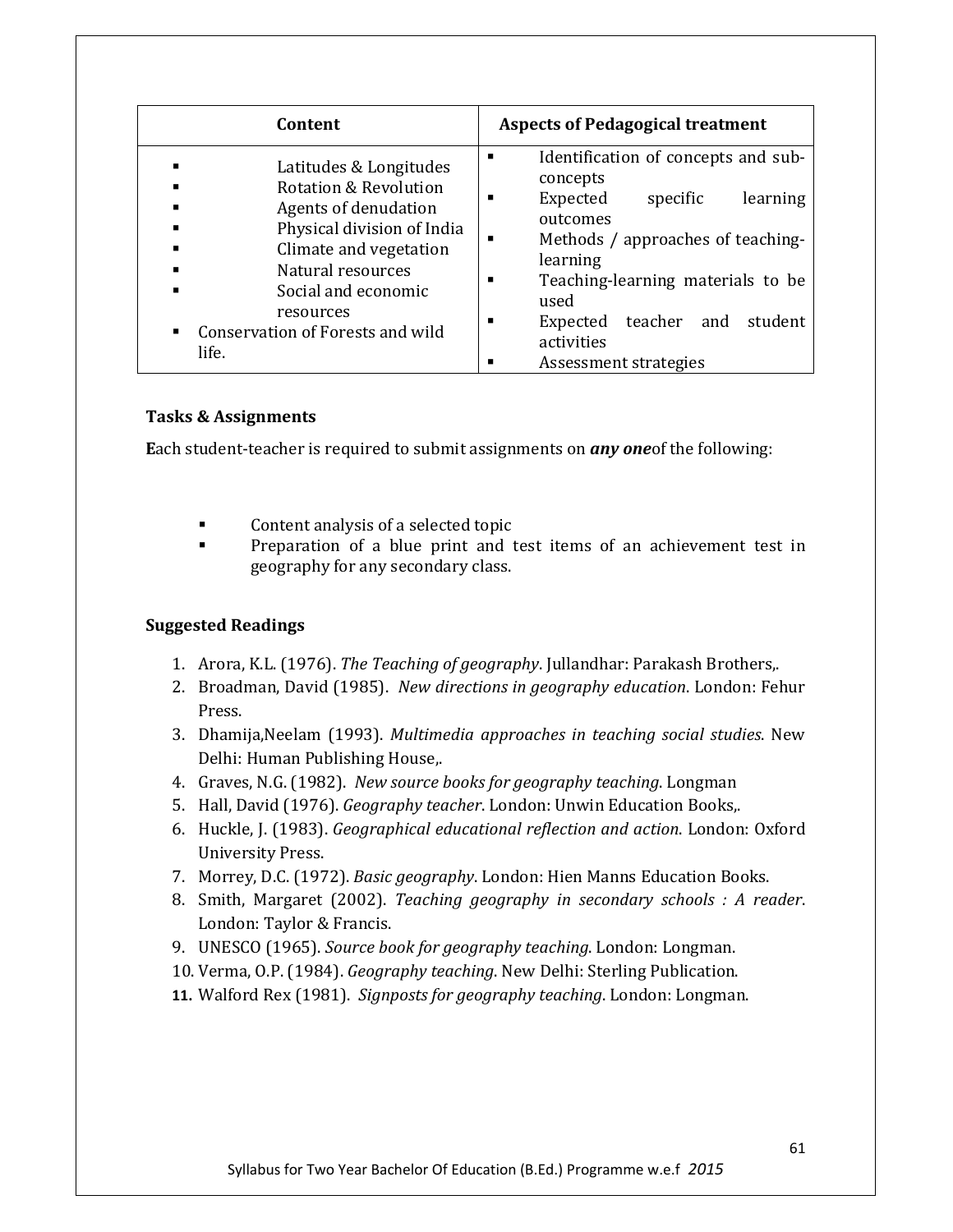| Content | Aspects of Pedagogical treatment |
| --- | --- |
| ▪ Latitudes & Longitudes<br>▪ Rotation & Revolution<br>▪ Agents of denudation<br>▪ Physical division of India<br>▪ Climate and vegetation<br>▪ Natural resources<br>▪ Social and economic resources<br>▪ Conservation of Forests and wild life. | ▪ Identification of concepts and sub-concepts<br>▪ Expected specific learning outcomes<br>▪ Methods / approaches of teaching-learning<br>▪ Teaching-learning materials to be used<br>▪ Expected teacher and student activities<br>▪ Assessment strategies |

### Tasks & Assignments

**E**ach student-teacher is required to submit assignments on ***any one***of the following:

- Content analysis of a selected topic
- Preparation of a blue print and test items of an achievement test in geography for any secondary class.

### Suggested Readings

1. Arora, K.L. (1976). *The Teaching of geography*. Jullandhar: Parakash Brothers,.
2. Broadman, David (1985). *New directions in geography education*. London: Fehur Press.
3. Dhamija,Neelam (1993). *Multimedia approaches in teaching social studies*. New Delhi: Human Publishing House,.
4. Graves, N.G. (1982). *New source books for geography teaching*. Longman
5. Hall, David (1976). *Geography teacher*. London: Unwin Education Books,.
6. Huckle, J. (1983). *Geographical educational reflection and action*. London: Oxford University Press.
7. Morrey, D.C. (1972). *Basic geography*. London: Hien Manns Education Books.
8. Smith, Margaret (2002). *Teaching geography in secondary schools : A reader*. London: Taylor & Francis.
9. UNESCO (1965). *Source book for geography teaching*. London: Longman.
10. Verma, O.P. (1984). *Geography teaching*. New Delhi: Sterling Publication.
11. Walford Rex (1981). *Signposts for geography teaching*. London: Longman.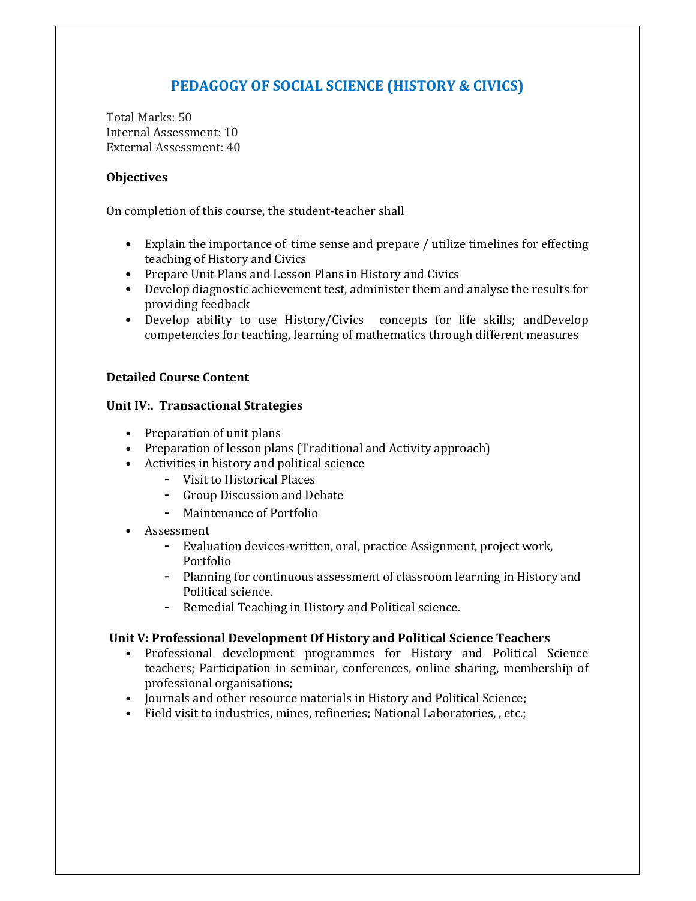# PEDAGOGY OF SOCIAL SCIENCE (HISTORY & CIVICS)

Total Marks: 50
Internal Assessment: 10
External Assessment: 40

**Objectives**

On completion of this course, the student-teacher shall

- Explain the importance of time sense and prepare / utilize timelines for effecting teaching of History and Civics
- Prepare Unit Plans and Lesson Plans in History and Civics
- Develop diagnostic achievement test, administer them and analyse the results for providing feedback
- Develop ability to use History/Civics concepts for life skills; andDevelop competencies for teaching, learning of mathematics through different measures

**Detailed Course Content**

**Unit IV:. Transactional Strategies**

- Preparation of unit plans
- Preparation of lesson plans (Traditional and Activity approach)
- Activities in history and political science
  - Visit to Historical Places
  - Group Discussion and Debate
  - Maintenance of Portfolio
- Assessment
  - Evaluation devices-written, oral, practice Assignment, project work, Portfolio
  - Planning for continuous assessment of classroom learning in History and Political science.
  - Remedial Teaching in History and Political science.

**Unit V: Professional Development Of History and Political Science Teachers**

- Professional development programmes for History and Political Science teachers; Participation in seminar, conferences, online sharing, membership of professional organisations;
- Journals and other resource materials in History and Political Science;
- Field visit to industries, mines, refineries; National Laboratories, , etc.;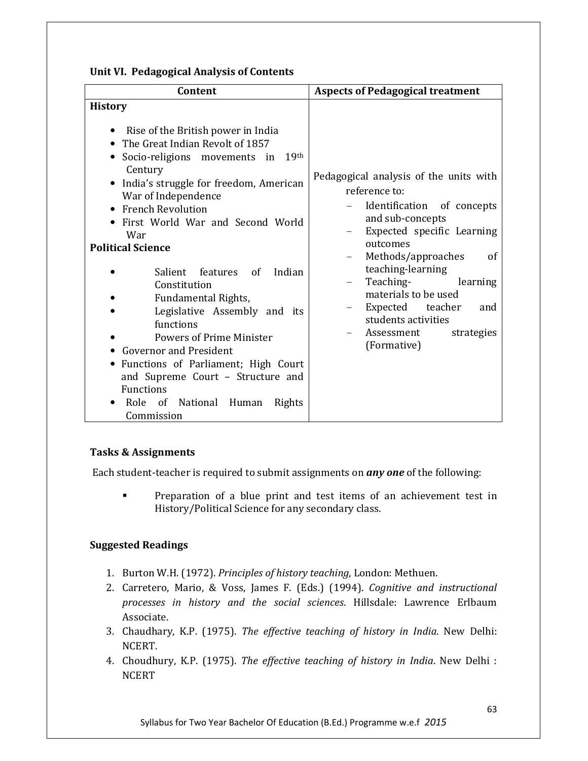## Unit VI. Pedagogical Analysis of Contents

| Content | Aspects of Pedagogical treatment |
|---|---|
| **History**<br>• Rise of the British power in India<br>• The Great Indian Revolt of 1857<br>• Socio-religions movements in 19th Century<br>• India's struggle for freedom, American War of Independence<br>• French Revolution<br>• First World War and Second World War<br>**Political Science**<br>• Salient features of Indian Constitution<br>• Fundamental Rights,<br>• Legislative Assembly and its functions<br>• Powers of Prime Minister<br>• Governor and President<br>• Functions of Parliament; High Court and Supreme Court – Structure and Functions<br>• Role of National Human Rights Commission | Pedagogical analysis of the units with reference to:<br>– Identification of concepts and sub-concepts<br>– Expected specific Learning outcomes<br>– Methods/approaches of teaching-learning<br>– Teaching- learning materials to be used<br>– Expected teacher and students activities<br>– Assessment strategies (Formative) |

### Tasks & Assignments

Each student-teacher is required to submit assignments on ***any one*** of the following:

- Preparation of a blue print and test items of an achievement test in History/Political Science for any secondary class.

### Suggested Readings

1. Burton W.H. (1972). *Principles of history teaching*, London: Methuen.
2. Carretero, Mario, & Voss, James F. (Eds.) (1994). *Cognitive and instructional processes in history and the social sciences*. Hillsdale: Lawrence Erlbaum Associate.
3. Chaudhary, K.P. (1975). *The effective teaching of history in India*. New Delhi: NCERT.
4. Choudhury, K.P. (1975). *The effective teaching of history in India*. New Delhi : NCERT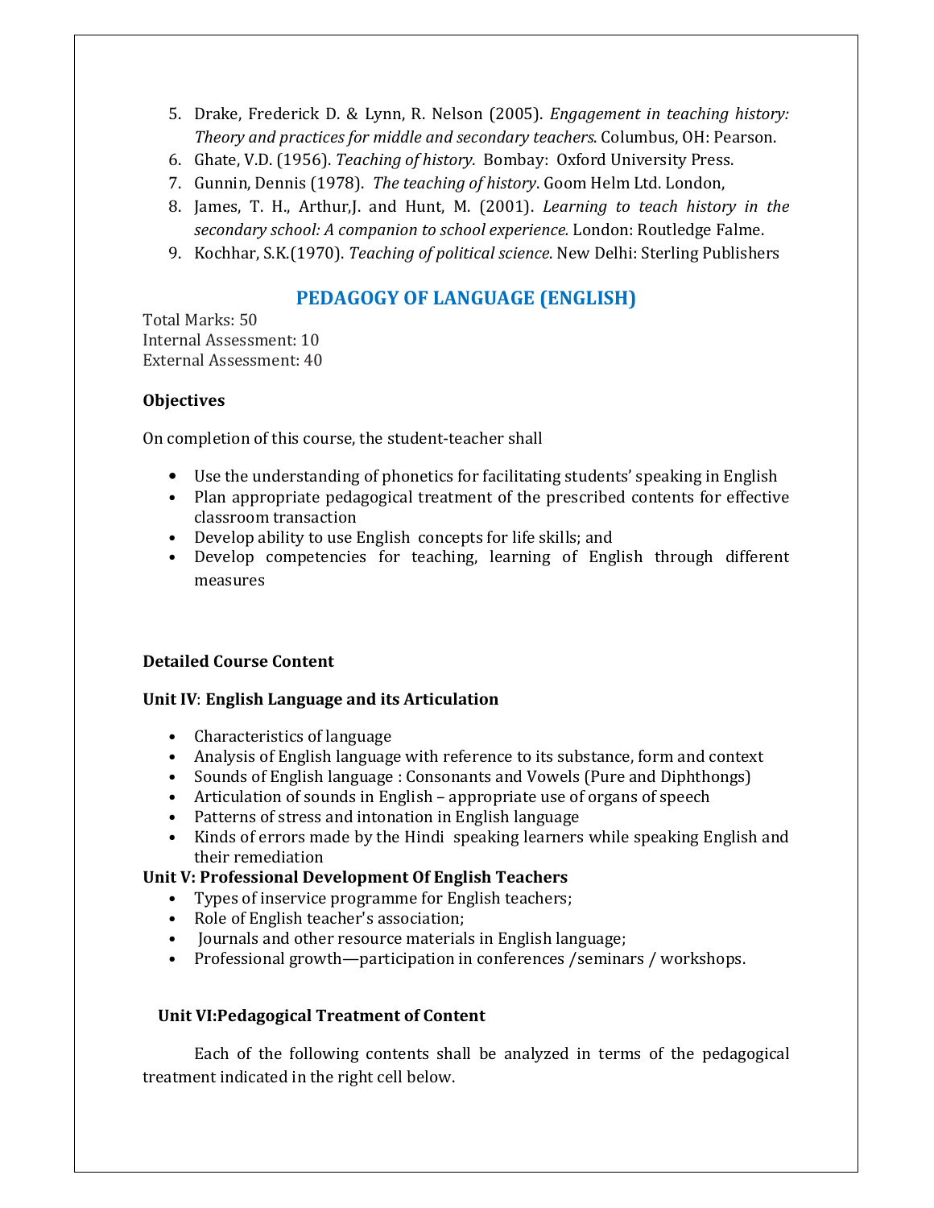5. Drake, Frederick D. & Lynn, R. Nelson (2005). *Engagement in teaching history: Theory and practices for middle and secondary teachers*. Columbus, OH: Pearson.
6. Ghate, V.D. (1956). *Teaching of history.* Bombay: Oxford University Press.
7. Gunnin, Dennis (1978). *The teaching of history*. Goom Helm Ltd. London,
8. James, T. H., Arthur,J. and Hunt, M. (2001). *Learning to teach history in the secondary school: A companion to school experience.* London: Routledge Falme.
9. Kochhar, S.K.(1970). *Teaching of political science*. New Delhi: Sterling Publishers

## PEDAGOGY OF LANGUAGE (ENGLISH)

Total Marks: 50
Internal Assessment: 10
External Assessment: 40

**Objectives**

On completion of this course, the student-teacher shall

- Use the understanding of phonetics for facilitating students' speaking in English
- Plan appropriate pedagogical treatment of the prescribed contents for effective classroom transaction
- Develop ability to use English concepts for life skills; and
- Develop competencies for teaching, learning of English through different measures

**Detailed Course Content**

**Unit IV**: **English Language and its Articulation**

- Characteristics of language
- Analysis of English language with reference to its substance, form and context
- Sounds of English language : Consonants and Vowels (Pure and Diphthongs)
- Articulation of sounds in English – appropriate use of organs of speech
- Patterns of stress and intonation in English language
- Kinds of errors made by the Hindi speaking learners while speaking English and their remediation

**Unit V: Professional Development Of English Teachers**

- Types of inservice programme for English teachers;
- Role of English teacher's association;
- Journals and other resource materials in English language;
- Professional growth—participation in conferences /seminars / workshops.

**Unit VI:Pedagogical Treatment of Content**

Each of the following contents shall be analyzed in terms of the pedagogical treatment indicated in the right cell below.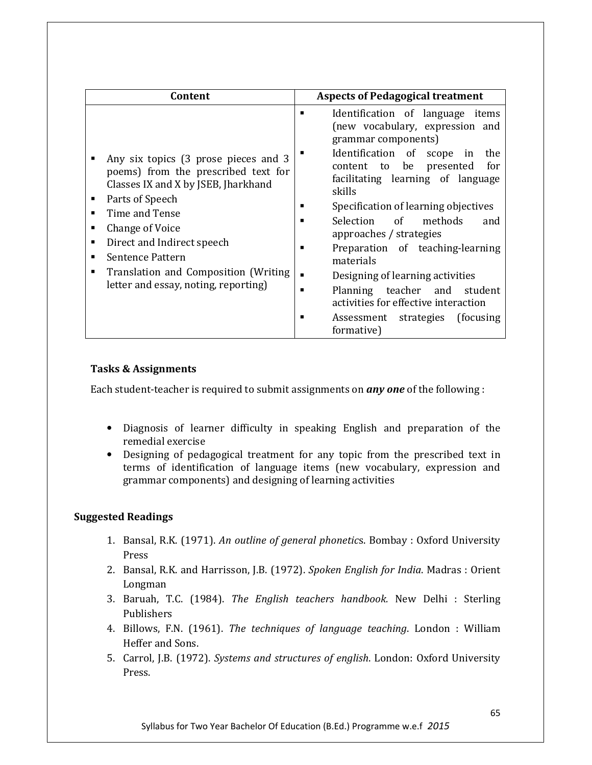| Content | Aspects of Pedagogical treatment |
|---|---|
| ▪ Any six topics (3 prose pieces and 3 poems) from the prescribed text for Classes IX and X by JSEB, Jharkhand<br>▪ Parts of Speech<br>▪ Time and Tense<br>▪ Change of Voice<br>▪ Direct and Indirect speech<br>▪ Sentence Pattern<br>▪ Translation and Composition (Writing letter and essay, noting, reporting) | ▪ Identification of language items (new vocabulary, expression and grammar components)<br>▪ Identification of scope in the content to be presented for facilitating learning of language skills<br>▪ Specification of learning objectives<br>▪ Selection of methods and approaches / strategies<br>▪ Preparation of teaching-learning materials<br>▪ Designing of learning activities<br>▪ Planning teacher and student activities for effective interaction<br>▪ Assessment strategies (focusing formative) |

**Tasks & Assignments**

Each student-teacher is required to submit assignments on ***any one*** of the following :

- Diagnosis of learner difficulty in speaking English and preparation of the remedial exercise
- Designing of pedagogical treatment for any topic from the prescribed text in terms of identification of language items (new vocabulary, expression and grammar components) and designing of learning activities

**Suggested Readings**

1. Bansal, R.K. (1971). *An outline of general phonetic*s. Bombay : Oxford University Press
2. Bansal, R.K. and Harrisson, J.B. (1972). *Spoken English for India*. Madras : Orient Longman
3. Baruah, T.C. (1984). *The English teachers handbook.* New Delhi : Sterling Publishers
4. Billows, F.N. (1961). *The techniques of language teaching*. London : William Heffer and Sons.
5. Carrol, J.B. (1972). *Systems and structures of english*. London: Oxford University Press.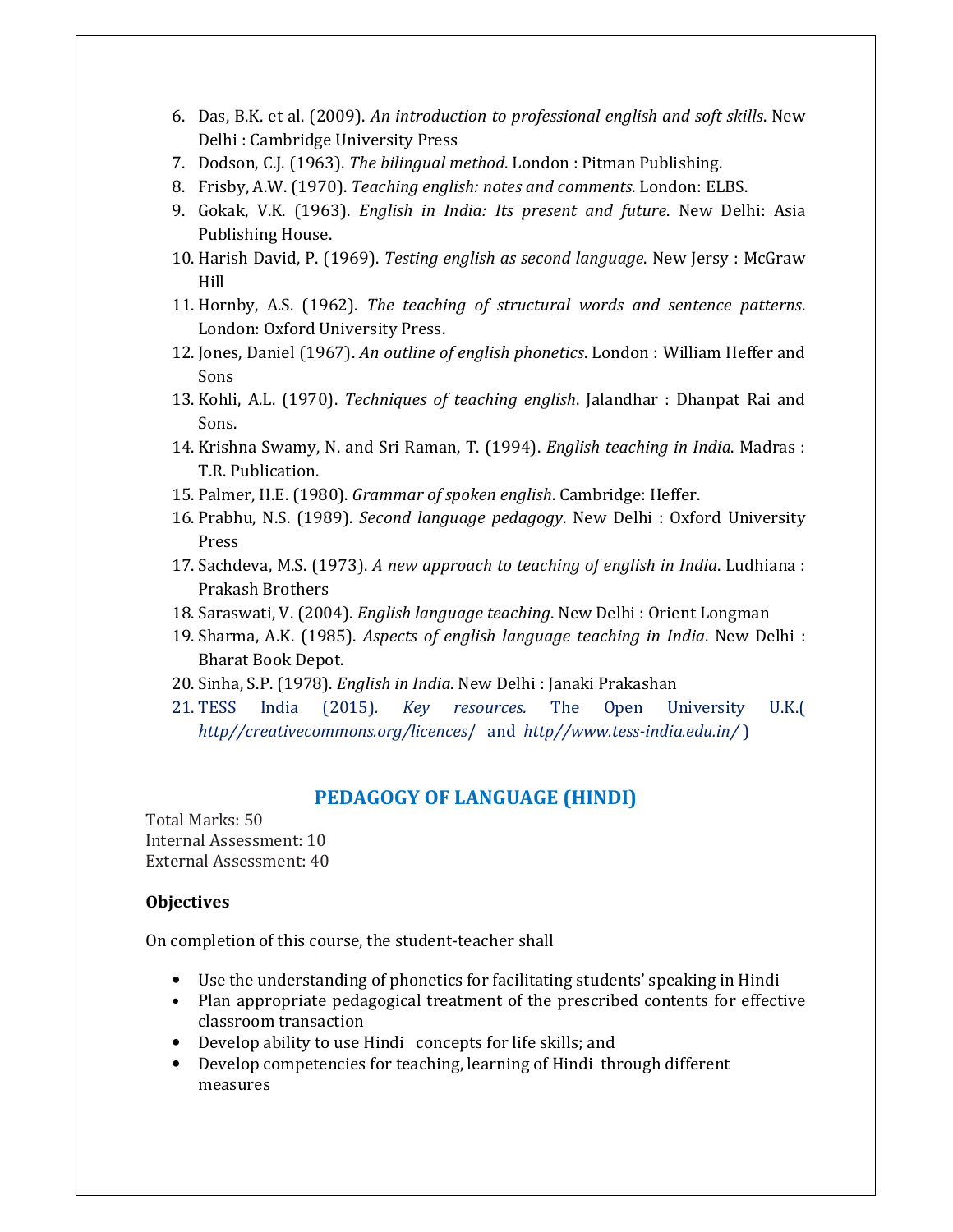6. Das, B.K. et al. (2009). *An introduction to professional english and soft skills*. New Delhi : Cambridge University Press
7. Dodson, C.J. (1963). *The bilingual method*. London : Pitman Publishing.
8. Frisby, A.W. (1970). *Teaching english: notes and comments*. London: ELBS.
9. Gokak, V.K. (1963). *English in India: Its present and future*. New Delhi: Asia Publishing House.
10. Harish David, P. (1969). *Testing english as second language*. New Jersy : McGraw Hill
11. Hornby, A.S. (1962). *The teaching of structural words and sentence patterns*. London: Oxford University Press.
12. Jones, Daniel (1967). *An outline of english phonetics*. London : William Heffer and Sons
13. Kohli, A.L. (1970). *Techniques of teaching english*. Jalandhar : Dhanpat Rai and Sons.
14. Krishna Swamy, N. and Sri Raman, T. (1994). *English teaching in India*. Madras : T.R. Publication.
15. Palmer, H.E. (1980). *Grammar of spoken english*. Cambridge: Heffer.
16. Prabhu, N.S. (1989). *Second language pedagogy*. New Delhi : Oxford University Press
17. Sachdeva, M.S. (1973). *A new approach to teaching of english in India*. Ludhiana : Prakash Brothers
18. Saraswati, V. (2004). *English language teaching*. New Delhi : Orient Longman
19. Sharma, A.K. (1985). *Aspects of english language teaching in India*. New Delhi : Bharat Book Depot.
20. Sinha, S.P. (1978). *English in India*. New Delhi : Janaki Prakashan
21. TESS India (2015). *Key resources.* The Open University U.K.( *http//creativecommons.org/licences/* and *http//www.tess-india.edu.in/* )

## PEDAGOGY OF LANGUAGE (HINDI)

Total Marks: 50
Internal Assessment: 10
External Assessment: 40

**Objectives**

On completion of this course, the student-teacher shall

- Use the understanding of phonetics for facilitating students' speaking in Hindi
- Plan appropriate pedagogical treatment of the prescribed contents for effective classroom transaction
- Develop ability to use Hindi concepts for life skills; and
- Develop competencies for teaching, learning of Hindi through different measures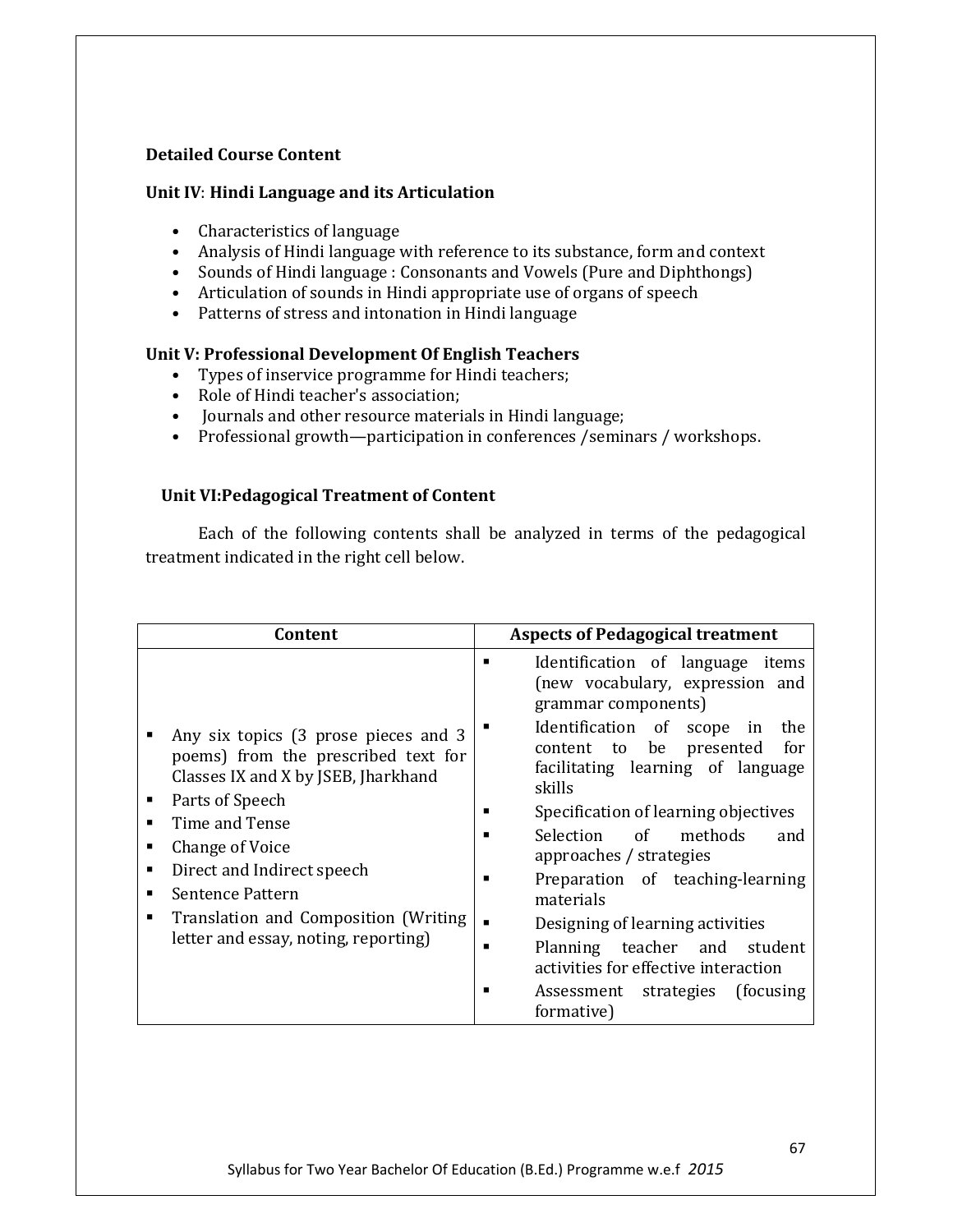**Detailed Course Content**

**Unit IV**: **Hindi Language and its Articulation**

- Characteristics of language
- Analysis of Hindi language with reference to its substance, form and context
- Sounds of Hindi language : Consonants and Vowels (Pure and Diphthongs)
- Articulation of sounds in Hindi appropriate use of organs of speech
- Patterns of stress and intonation in Hindi language

**Unit V: Professional Development Of English Teachers**

- Types of inservice programme for Hindi teachers;
- Role of Hindi teacher's association;
- Journals and other resource materials in Hindi language;
- Professional growth—participation in conferences /seminars / workshops.

**Unit VI:Pedagogical Treatment of Content**

Each of the following contents shall be analyzed in terms of the pedagogical treatment indicated in the right cell below.

| Content | Aspects of Pedagogical treatment |
|---|---|
| ▪ Any six topics (3 prose pieces and 3 poems) from the prescribed text for Classes IX and X by JSEB, Jharkhand<br>▪ Parts of Speech<br>▪ Time and Tense<br>▪ Change of Voice<br>▪ Direct and Indirect speech<br>▪ Sentence Pattern<br>▪ Translation and Composition (Writing letter and essay, noting, reporting) | ▪ Identification of language items (new vocabulary, expression and grammar components)<br>▪ Identification of scope in the content to be presented for facilitating learning of language skills<br>▪ Specification of learning objectives<br>▪ Selection of methods and approaches / strategies<br>▪ Preparation of teaching-learning materials<br>▪ Designing of learning activities<br>▪ Planning teacher and student activities for effective interaction<br>▪ Assessment strategies (focusing formative) |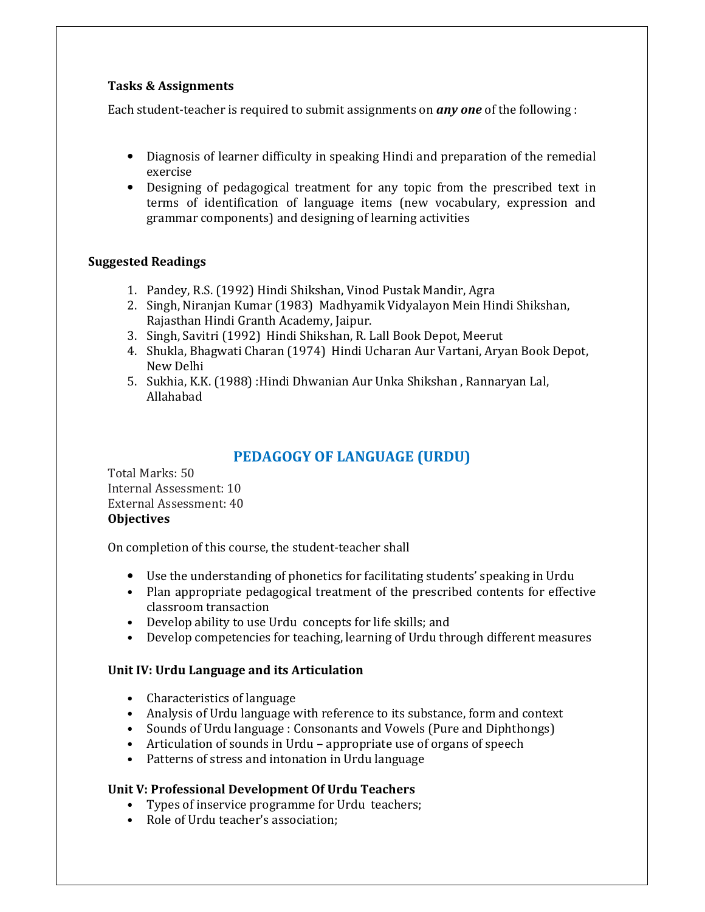**Tasks & Assignments**

Each student-teacher is required to submit assignments on ***any one*** of the following :

- Diagnosis of learner difficulty in speaking Hindi and preparation of the remedial exercise
- Designing of pedagogical treatment for any topic from the prescribed text in terms of identification of language items (new vocabulary, expression and grammar components) and designing of learning activities

**Suggested Readings**

1. Pandey, R.S. (1992) Hindi Shikshan, Vinod Pustak Mandir, Agra
2. Singh, Niranjan Kumar (1983) Madhyamik Vidyalayon Mein Hindi Shikshan, Rajasthan Hindi Granth Academy, Jaipur.
3. Singh, Savitri (1992) Hindi Shikshan, R. Lall Book Depot, Meerut
4. Shukla, Bhagwati Charan (1974) Hindi Ucharan Aur Vartani, Aryan Book Depot, New Delhi
5. Sukhia, K.K. (1988) :Hindi Dhwanian Aur Unka Shikshan , Rannaryan Lal, Allahabad

## PEDAGOGY OF LANGUAGE (URDU)

Total Marks: 50
Internal Assessment: 10
External Assessment: 40

**Objectives**

On completion of this course, the student-teacher shall

- Use the understanding of phonetics for facilitating students' speaking in Urdu
- Plan appropriate pedagogical treatment of the prescribed contents for effective classroom transaction
- Develop ability to use Urdu concepts for life skills; and
- Develop competencies for teaching, learning of Urdu through different measures

**Unit IV: Urdu Language and its Articulation**

- Characteristics of language
- Analysis of Urdu language with reference to its substance, form and context
- Sounds of Urdu language : Consonants and Vowels (Pure and Diphthongs)
- Articulation of sounds in Urdu – appropriate use of organs of speech
- Patterns of stress and intonation in Urdu language

**Unit V: Professional Development Of Urdu Teachers**

- Types of inservice programme for Urdu teachers;
- Role of Urdu teacher's association;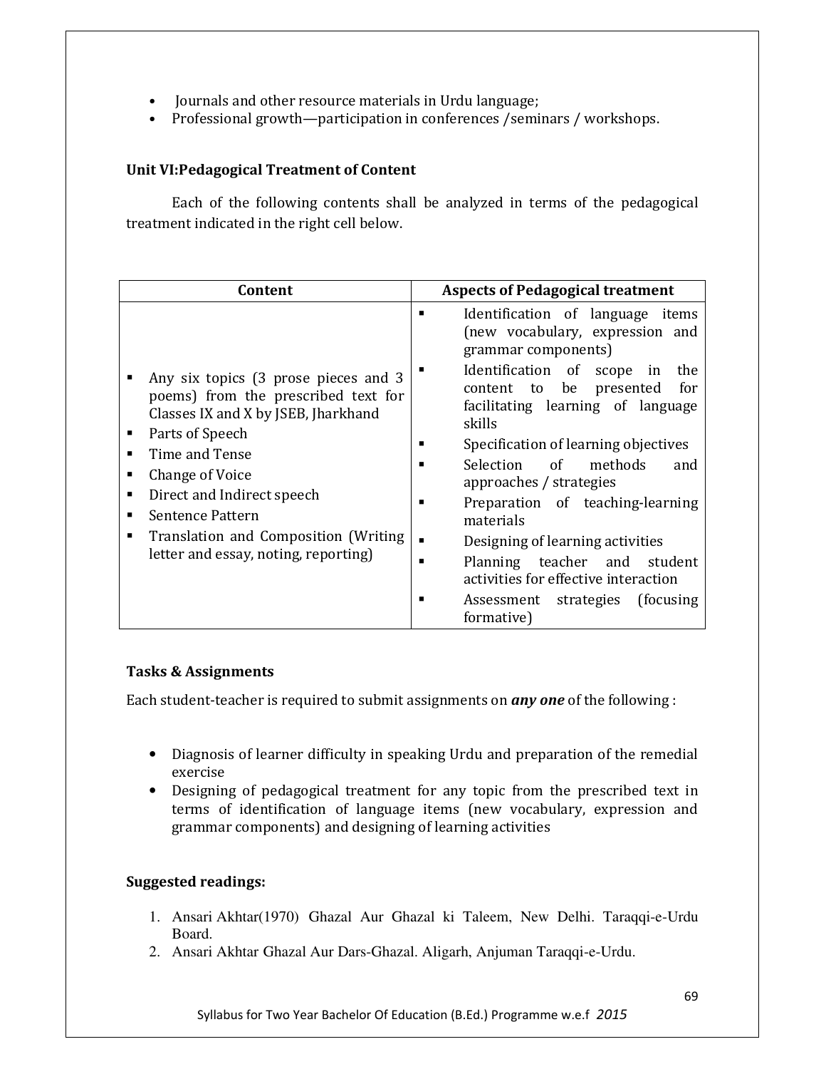- Journals and other resource materials in Urdu language;
- Professional growth—participation in conferences /seminars / workshops.

### Unit VI:Pedagogical Treatment of Content

Each of the following contents shall be analyzed in terms of the pedagogical treatment indicated in the right cell below.

| Content | Aspects of Pedagogical treatment |
|---|---|
| ▪ Any six topics (3 prose pieces and 3 poems) from the prescribed text for Classes IX and X by JSEB, Jharkhand<br>▪ Parts of Speech<br>▪ Time and Tense<br>▪ Change of Voice<br>▪ Direct and Indirect speech<br>▪ Sentence Pattern<br>▪ Translation and Composition (Writing letter and essay, noting, reporting) | ▪ Identification of language items (new vocabulary, expression and grammar components)<br>▪ Identification of scope in the content to be presented for facilitating learning of language skills<br>▪ Specification of learning objectives<br>▪ Selection of methods and approaches / strategies<br>▪ Preparation of teaching-learning materials<br>▪ Designing of learning activities<br>▪ Planning teacher and student activities for effective interaction<br>▪ Assessment strategies (focusing formative) |

### Tasks & Assignments

Each student-teacher is required to submit assignments on ***any one*** of the following :

- Diagnosis of learner difficulty in speaking Urdu and preparation of the remedial exercise
- Designing of pedagogical treatment for any topic from the prescribed text in terms of identification of language items (new vocabulary, expression and grammar components) and designing of learning activities

### Suggested readings:

1. Ansari Akhtar(1970) Ghazal Aur Ghazal ki Taleem, New Delhi. Taraqqi-e-Urdu Board.
2. Ansari Akhtar Ghazal Aur Dars-Ghazal. Aligarh, Anjuman Taraqqi-e-Urdu.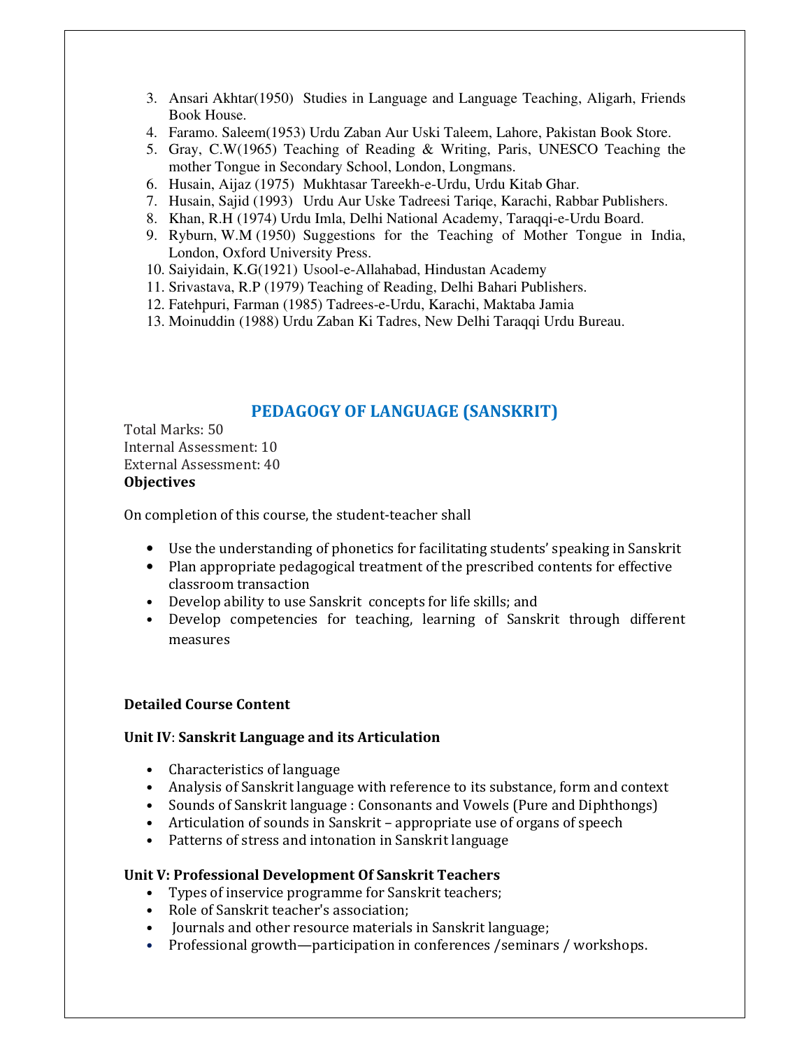3. Ansari Akhtar(1950) Studies in Language and Language Teaching, Aligarh, Friends Book House.
4. Faramo. Saleem(1953) Urdu Zaban Aur Uski Taleem, Lahore, Pakistan Book Store.
5. Gray, C.W(1965) Teaching of Reading & Writing, Paris, UNESCO Teaching the mother Tongue in Secondary School, London, Longmans.
6. Husain, Aijaz (1975) Mukhtasar Tareekh-e-Urdu, Urdu Kitab Ghar.
7. Husain, Sajid (1993) Urdu Aur Uske Tadreesi Tariqe, Karachi, Rabbar Publishers.
8. Khan, R.H (1974) Urdu Imla, Delhi National Academy, Taraqqi-e-Urdu Board.
9. Ryburn, W.M (1950) Suggestions for the Teaching of Mother Tongue in India, London, Oxford University Press.
10. Saiyidain, K.G(1921) Usool-e-Allahabad, Hindustan Academy
11. Srivastava, R.P (1979) Teaching of Reading, Delhi Bahari Publishers.
12. Fatehpuri, Farman (1985) Tadrees-e-Urdu, Karachi, Maktaba Jamia
13. Moinuddin (1988) Urdu Zaban Ki Tadres, New Delhi Taraqqi Urdu Bureau.

## PEDAGOGY OF LANGUAGE (SANSKRIT)

Total Marks: 50
Internal Assessment: 10
External Assessment: 40

**Objectives**

On completion of this course, the student-teacher shall

- Use the understanding of phonetics for facilitating students' speaking in Sanskrit
- Plan appropriate pedagogical treatment of the prescribed contents for effective classroom transaction
- Develop ability to use Sanskrit concepts for life skills; and
- Develop competencies for teaching, learning of Sanskrit through different measures

**Detailed Course Content**

**Unit IV**: **Sanskrit Language and its Articulation**

- Characteristics of language
- Analysis of Sanskrit language with reference to its substance, form and context
- Sounds of Sanskrit language : Consonants and Vowels (Pure and Diphthongs)
- Articulation of sounds in Sanskrit – appropriate use of organs of speech
- Patterns of stress and intonation in Sanskrit language

**Unit V: Professional Development Of Sanskrit Teachers**

- Types of inservice programme for Sanskrit teachers;
- Role of Sanskrit teacher's association;
- Journals and other resource materials in Sanskrit language;
- Professional growth—participation in conferences /seminars / workshops.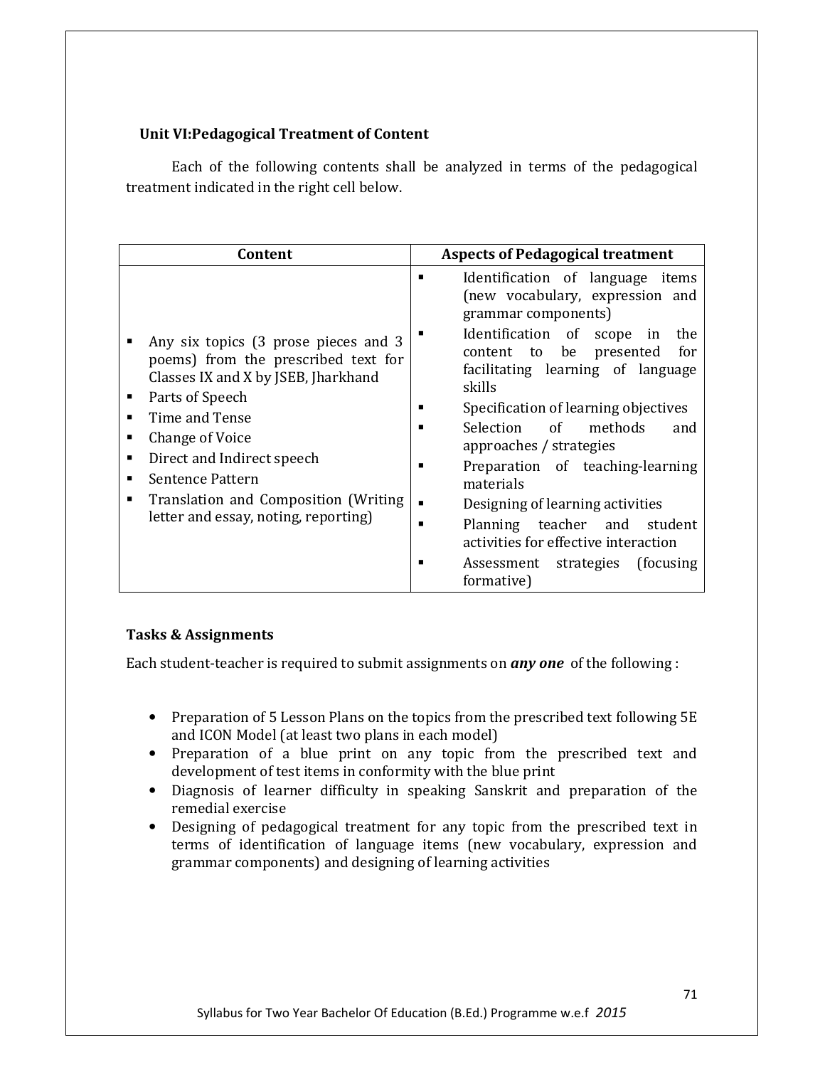### Unit VI:Pedagogical Treatment of Content

Each of the following contents shall be analyzed in terms of the pedagogical treatment indicated in the right cell below.

| Content | Aspects of Pedagogical treatment |
|---|---|
| ▪ Any six topics (3 prose pieces and 3 poems) from the prescribed text for Classes IX and X by JSEB, Jharkhand<br>▪ Parts of Speech<br>▪ Time and Tense<br>▪ Change of Voice<br>▪ Direct and Indirect speech<br>▪ Sentence Pattern<br>▪ Translation and Composition (Writing letter and essay, noting, reporting) | ▪ Identification of language items (new vocabulary, expression and grammar components)<br>▪ Identification of scope in the content to be presented for facilitating learning of language skills<br>▪ Specification of learning objectives<br>▪ Selection of methods and approaches / strategies<br>▪ Preparation of teaching-learning materials<br>▪ Designing of learning activities<br>▪ Planning teacher and student activities for effective interaction<br>▪ Assessment strategies (focusing formative) |

#### Tasks & Assignments

Each student-teacher is required to submit assignments on ***any one*** of the following :

- Preparation of 5 Lesson Plans on the topics from the prescribed text following 5E and ICON Model (at least two plans in each model)
- Preparation of a blue print on any topic from the prescribed text and development of test items in conformity with the blue print
- Diagnosis of learner difficulty in speaking Sanskrit and preparation of the remedial exercise
- Designing of pedagogical treatment for any topic from the prescribed text in terms of identification of language items (new vocabulary, expression and grammar components) and designing of learning activities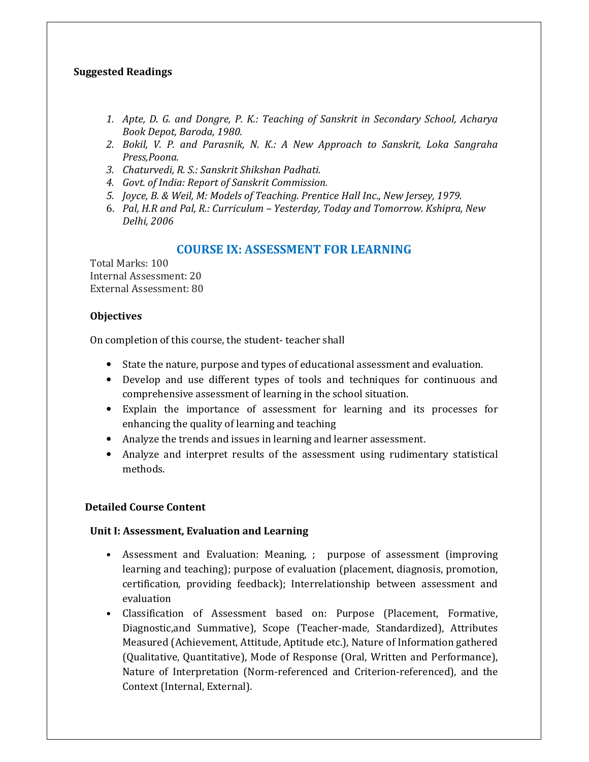**Suggested Readings**

1. *Apte, D. G. and Dongre, P. K.: Teaching of Sanskrit in Secondary School, Acharya Book Depot, Baroda, 1980.*
2. *Bokil, V. P. and Parasnik, N. K.: A New Approach to Sanskrit, Loka Sangraha Press,Poona.*
3. *Chaturvedi, R. S.: Sanskrit Shikshan Padhati.*
4. *Govt. of India: Report of Sanskrit Commission.*
5. *Joyce, B. & Weil, M: Models of Teaching. Prentice Hall Inc., New Jersey, 1979.*
6. *Pal, H.R and Pal, R.: Curriculum – Yesterday, Today and Tomorrow. Kshipra, New Delhi, 2006*

## COURSE IX: ASSESSMENT FOR LEARNING

Total Marks: 100
Internal Assessment: 20
External Assessment: 80

**Objectives**

On completion of this course, the student- teacher shall

- State the nature, purpose and types of educational assessment and evaluation.
- Develop and use different types of tools and techniques for continuous and comprehensive assessment of learning in the school situation.
- Explain the importance of assessment for learning and its processes for enhancing the quality of learning and teaching
- Analyze the trends and issues in learning and learner assessment.
- Analyze and interpret results of the assessment using rudimentary statistical methods.

**Detailed Course Content**

**Unit I: Assessment, Evaluation and Learning**

- Assessment and Evaluation: Meaning, ; purpose of assessment (improving learning and teaching); purpose of evaluation (placement, diagnosis, promotion, certification, providing feedback); Interrelationship between assessment and evaluation
- Classification of Assessment based on: Purpose (Placement, Formative, Diagnostic,and Summative), Scope (Teacher-made, Standardized), Attributes Measured (Achievement, Attitude, Aptitude etc.), Nature of Information gathered (Qualitative, Quantitative), Mode of Response (Oral, Written and Performance), Nature of Interpretation (Norm-referenced and Criterion-referenced), and the Context (Internal, External).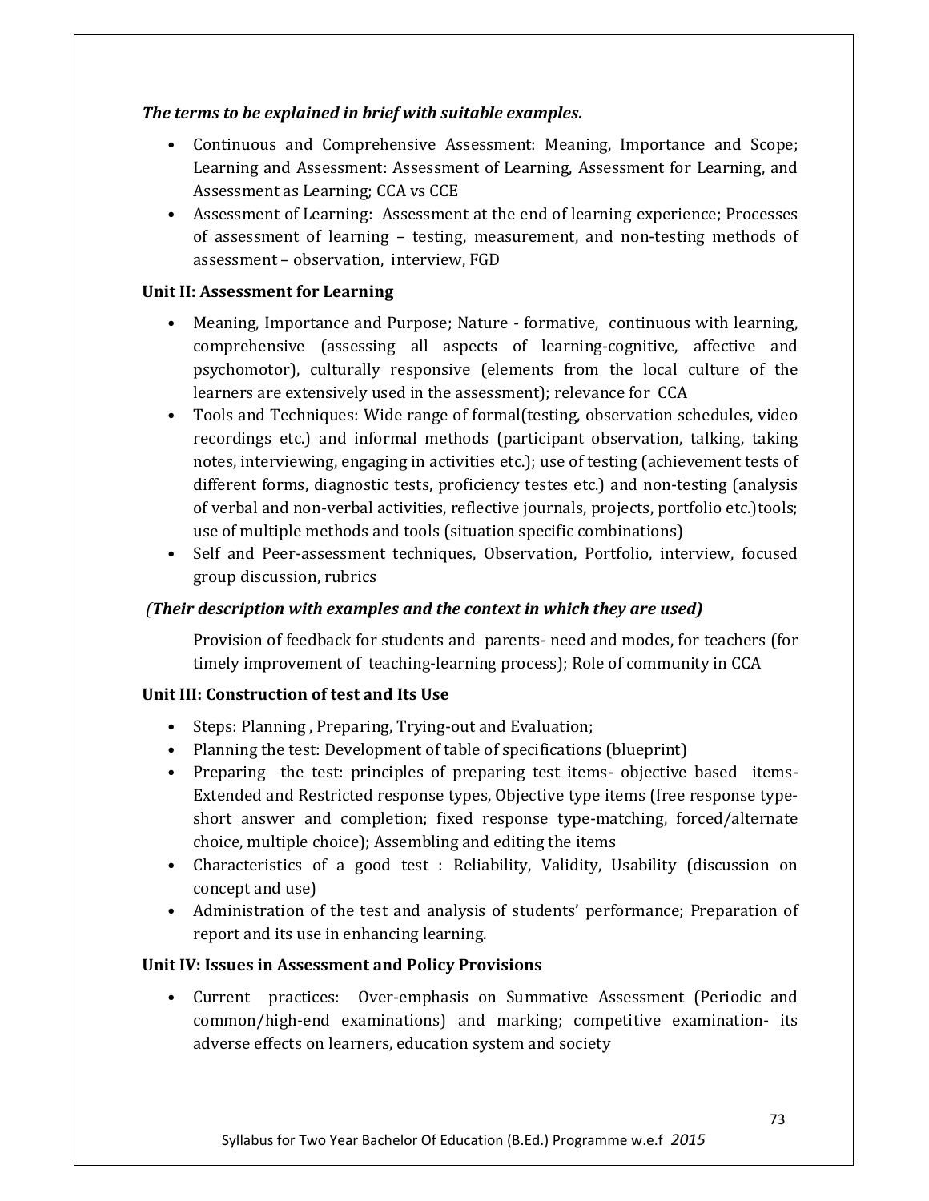***The terms to be explained in brief with suitable examples.***

- Continuous and Comprehensive Assessment: Meaning, Importance and Scope; Learning and Assessment: Assessment of Learning, Assessment for Learning, and Assessment as Learning; CCA vs CCE
- Assessment of Learning: Assessment at the end of learning experience; Processes of assessment of learning – testing, measurement, and non-testing methods of assessment – observation, interview, FGD

**Unit II: Assessment for Learning**

- Meaning, Importance and Purpose; Nature - formative, continuous with learning, comprehensive (assessing all aspects of learning-cognitive, affective and psychomotor), culturally responsive (elements from the local culture of the learners are extensively used in the assessment); relevance for CCA
- Tools and Techniques: Wide range of formal(testing, observation schedules, video recordings etc.) and informal methods (participant observation, talking, taking notes, interviewing, engaging in activities etc.); use of testing (achievement tests of different forms, diagnostic tests, proficiency testes etc.) and non-testing (analysis of verbal and non-verbal activities, reflective journals, projects, portfolio etc.)tools; use of multiple methods and tools (situation specific combinations)
- Self and Peer-assessment techniques, Observation, Portfolio, interview, focused group discussion, rubrics

***(Their description with examples and the context in which they are used)***

Provision of feedback for students and parents- need and modes, for teachers (for timely improvement of teaching-learning process); Role of community in CCA

**Unit III: Construction of test and Its Use**

- Steps: Planning , Preparing, Trying-out and Evaluation;
- Planning the test: Development of table of specifications (blueprint)
- Preparing the test: principles of preparing test items- objective based items- Extended and Restricted response types, Objective type items (free response type- short answer and completion; fixed response type-matching, forced/alternate choice, multiple choice); Assembling and editing the items
- Characteristics of a good test : Reliability, Validity, Usability (discussion on concept and use)
- Administration of the test and analysis of students' performance; Preparation of report and its use in enhancing learning.

**Unit IV: Issues in Assessment and Policy Provisions**

- Current practices: Over-emphasis on Summative Assessment (Periodic and common/high-end examinations) and marking; competitive examination- its adverse effects on learners, education system and society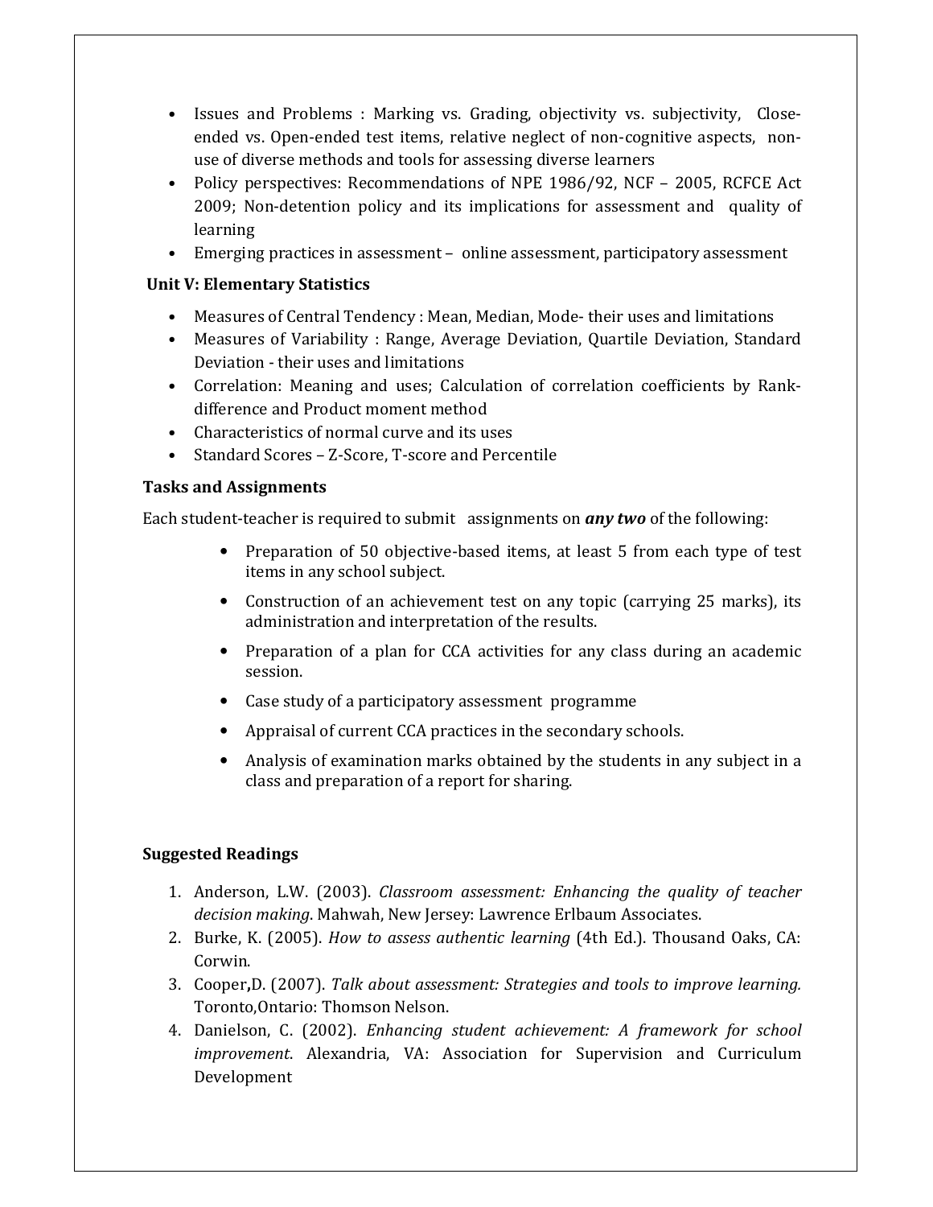- Issues and Problems : Marking vs. Grading, objectivity vs. subjectivity, Close-ended vs. Open-ended test items, relative neglect of non-cognitive aspects, non-use of diverse methods and tools for assessing diverse learners
- Policy perspectives: Recommendations of NPE 1986/92, NCF – 2005, RCFCE Act 2009; Non-detention policy and its implications for assessment and quality of learning
- Emerging practices in assessment – online assessment, participatory assessment

### Unit V: Elementary Statistics

- Measures of Central Tendency : Mean, Median, Mode- their uses and limitations
- Measures of Variability : Range, Average Deviation, Quartile Deviation, Standard Deviation - their uses and limitations
- Correlation: Meaning and uses; Calculation of correlation coefficients by Rank-difference and Product moment method
- Characteristics of normal curve and its uses
- Standard Scores – Z-Score, T-score and Percentile

### Tasks and Assignments

Each student-teacher is required to submit assignments on ***any two*** of the following:

- Preparation of 50 objective-based items, at least 5 from each type of test items in any school subject.
- Construction of an achievement test on any topic (carrying 25 marks), its administration and interpretation of the results.
- Preparation of a plan for CCA activities for any class during an academic session.
- Case study of a participatory assessment programme
- Appraisal of current CCA practices in the secondary schools.
- Analysis of examination marks obtained by the students in any subject in a class and preparation of a report for sharing.

### Suggested Readings

1. Anderson, L.W. (2003). *Classroom assessment: Enhancing the quality of teacher decision making*. Mahwah, New Jersey: Lawrence Erlbaum Associates.
2. Burke, K. (2005). *How to assess authentic learning* (4th Ed.). Thousand Oaks, CA: Corwin.
3. Cooper**,**D. (2007). *Talk about assessment: Strategies and tools to improve learning.* Toronto,Ontario: Thomson Nelson.
4. Danielson, C. (2002). *Enhancing student achievement: A framework for school improvement*. Alexandria, VA: Association for Supervision and Curriculum Development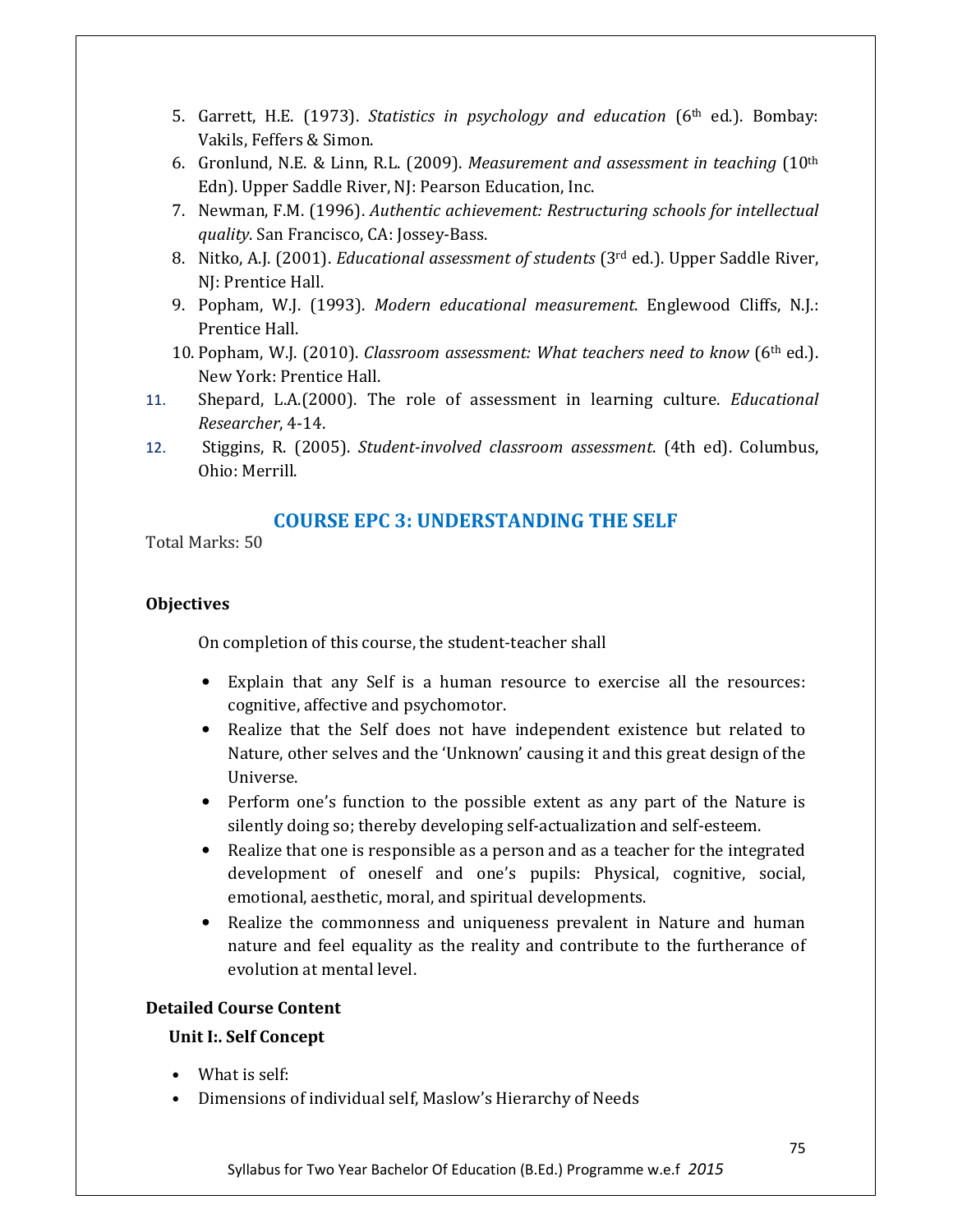5. Garrett, H.E. (1973). *Statistics in psychology and education* (6th ed.). Bombay: Vakils, Feffers & Simon.
6. Gronlund, N.E. & Linn, R.L. (2009). *Measurement and assessment in teaching* (10th Edn). Upper Saddle River, NJ: Pearson Education, Inc.
7. Newman, F.M. (1996). *Authentic achievement: Restructuring schools for intellectual quality*. San Francisco, CA: Jossey-Bass.
8. Nitko, A.J. (2001). *Educational assessment of students* (3rd ed.). Upper Saddle River, NJ: Prentice Hall.
9. Popham, W.J. (1993). *Modern educational measurement*. Englewood Cliffs, N.J.: Prentice Hall.
10. Popham, W.J. (2010). *Classroom assessment: What teachers need to know* (6th ed.). New York: Prentice Hall.
11. Shepard, L.A.(2000). The role of assessment in learning culture. *Educational Researcher*, 4-14.
12. Stiggins, R. (2005). *Student-involved classroom assessment.* (4th ed). Columbus, Ohio: Merrill.

## COURSE EPC 3: UNDERSTANDING THE SELF

Total Marks: 50

### Objectives

On completion of this course, the student-teacher shall

- Explain that any Self is a human resource to exercise all the resources: cognitive, affective and psychomotor.
- Realize that the Self does not have independent existence but related to Nature, other selves and the 'Unknown' causing it and this great design of the Universe.
- Perform one's function to the possible extent as any part of the Nature is silently doing so; thereby developing self-actualization and self-esteem.
- Realize that one is responsible as a person and as a teacher for the integrated development of oneself and one's pupils: Physical, cognitive, social, emotional, aesthetic, moral, and spiritual developments.
- Realize the commonness and uniqueness prevalent in Nature and human nature and feel equality as the reality and contribute to the furtherance of evolution at mental level.

### Detailed Course Content

**Unit I:. Self Concept**

- What is self:
- Dimensions of individual self, Maslow's Hierarchy of Needs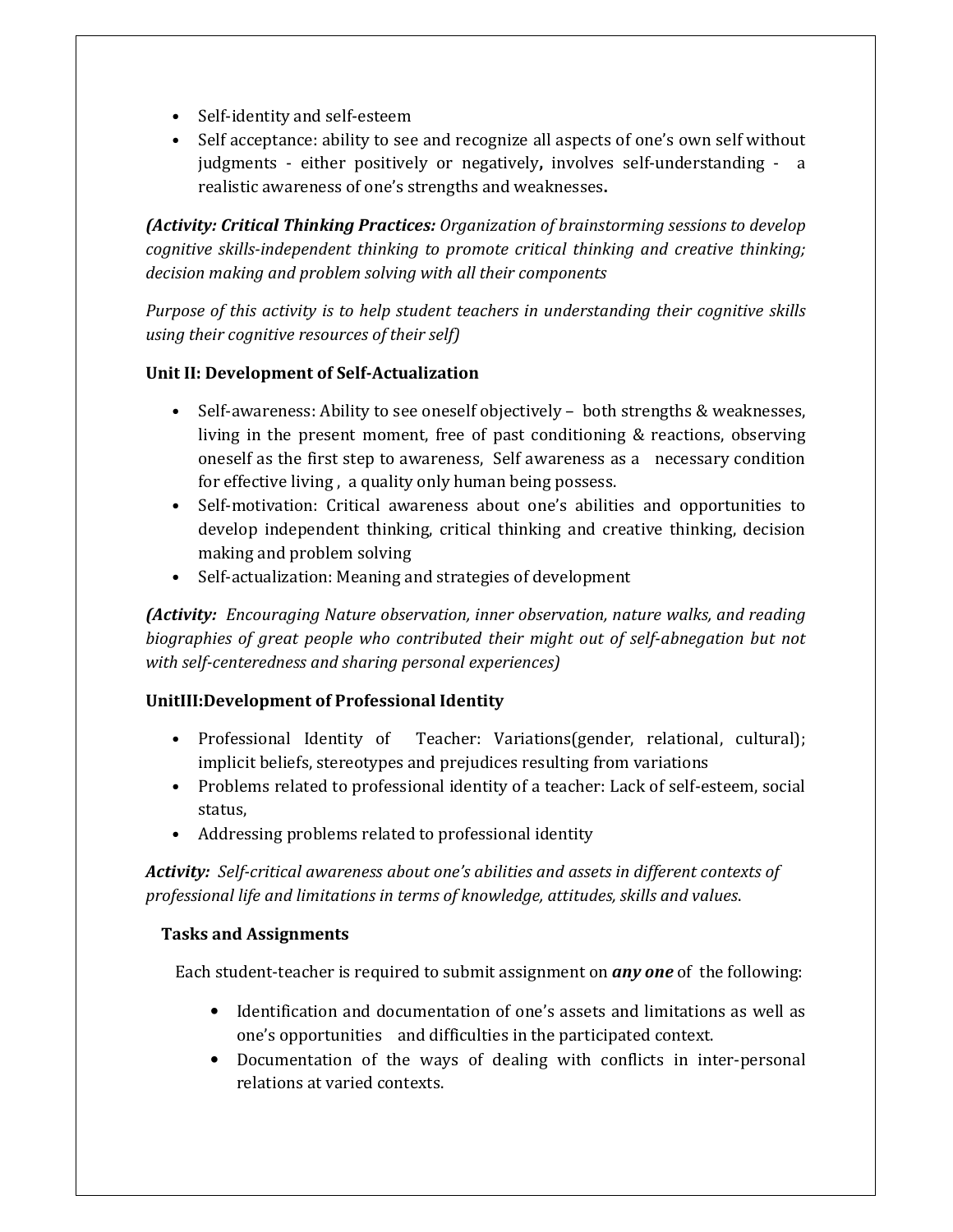- Self-identity and self-esteem
- Self acceptance: ability to see and recognize all aspects of one's own self without judgments - either positively or negatively**,** involves self-understanding - a realistic awareness of one's strengths and weaknesses**.**

***(Activity: Critical Thinking Practices:*** *Organization of brainstorming sessions to develop cognitive skills-independent thinking to promote critical thinking and creative thinking; decision making and problem solving with all their components*

*Purpose of this activity is to help student teachers in understanding their cognitive skills using their cognitive resources of their self)*

**Unit II: Development of Self-Actualization**

- Self-awareness: Ability to see oneself objectively – both strengths & weaknesses, living in the present moment, free of past conditioning & reactions, observing oneself as the first step to awareness, Self awareness as a necessary condition for effective living , a quality only human being possess.
- Self-motivation: Critical awareness about one's abilities and opportunities to develop independent thinking, critical thinking and creative thinking, decision making and problem solving
- Self-actualization: Meaning and strategies of development

***(Activity:*** *Encouraging Nature observation, inner observation, nature walks, and reading biographies of great people who contributed their might out of self-abnegation but not with self-centeredness and sharing personal experiences)*

**UnitIII:Development of Professional Identity**

- Professional Identity of Teacher: Variations(gender, relational, cultural); implicit beliefs, stereotypes and prejudices resulting from variations
- Problems related to professional identity of a teacher: Lack of self-esteem, social status,
- Addressing problems related to professional identity

***Activity:*** *Self-critical awareness about one's abilities and assets in different contexts of professional life and limitations in terms of knowledge, attitudes, skills and values*.

**Tasks and Assignments**

Each student-teacher is required to submit assignment on ***any one*** of the following:

- Identification and documentation of one's assets and limitations as well as one's opportunities and difficulties in the participated context.
- Documentation of the ways of dealing with conflicts in inter-personal relations at varied contexts.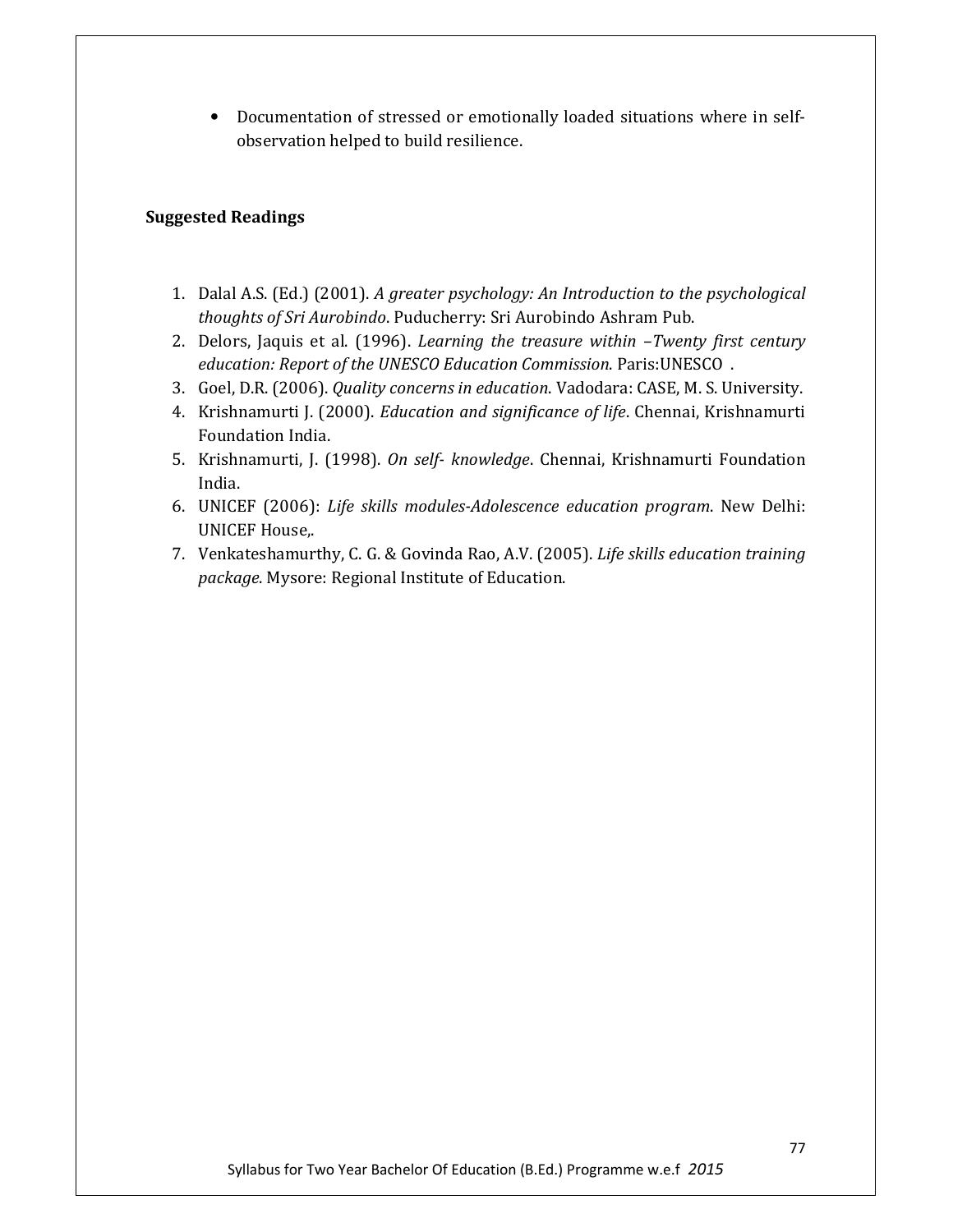- Documentation of stressed or emotionally loaded situations where in self-observation helped to build resilience.

**Suggested Readings**

1. Dalal A.S. (Ed.) (2001). *A greater psychology: An Introduction to the psychological thoughts of Sri Aurobindo*. Puducherry: Sri Aurobindo Ashram Pub.
2. Delors, Jaquis et al. (1996). *Learning the treasure within –Twenty first century education: Report of the UNESCO Education Commission*. Paris:UNESCO .
3. Goel, D.R. (2006). *Quality concerns in education*. Vadodara: CASE, M. S. University.
4. Krishnamurti J. (2000). *Education and significance of life*. Chennai, Krishnamurti Foundation India.
5. Krishnamurti, J. (1998). *On self- knowledge*. Chennai, Krishnamurti Foundation India.
6. UNICEF (2006): *Life skills modules-Adolescence education program*. New Delhi: UNICEF House,.
7. Venkateshamurthy, C. G. & Govinda Rao, A.V. (2005). *Life skills education training package*. Mysore: Regional Institute of Education.